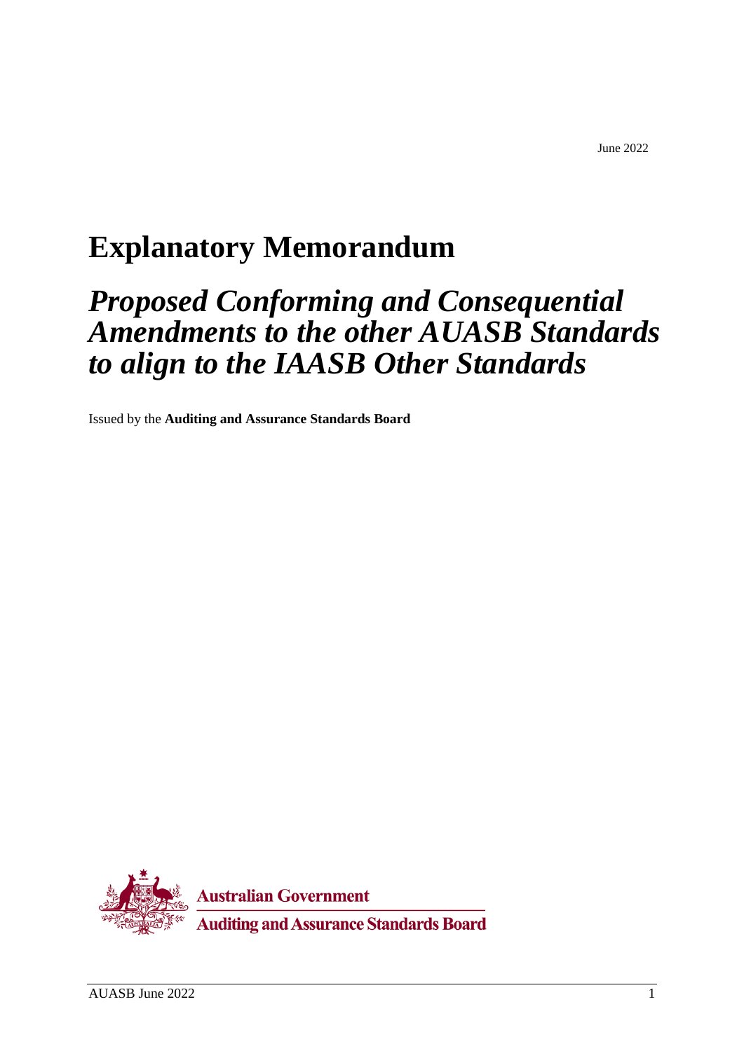June 2022

# Explanatory Memorandum

## *Proposed Conforming and Consequential Amendments to the other AUASB Standards to align to the IAASB Other Standards*

Issued by the **Auditing and Assurance Standards Board**

**Australian Government**

**Auditing and Assurance Standards Board**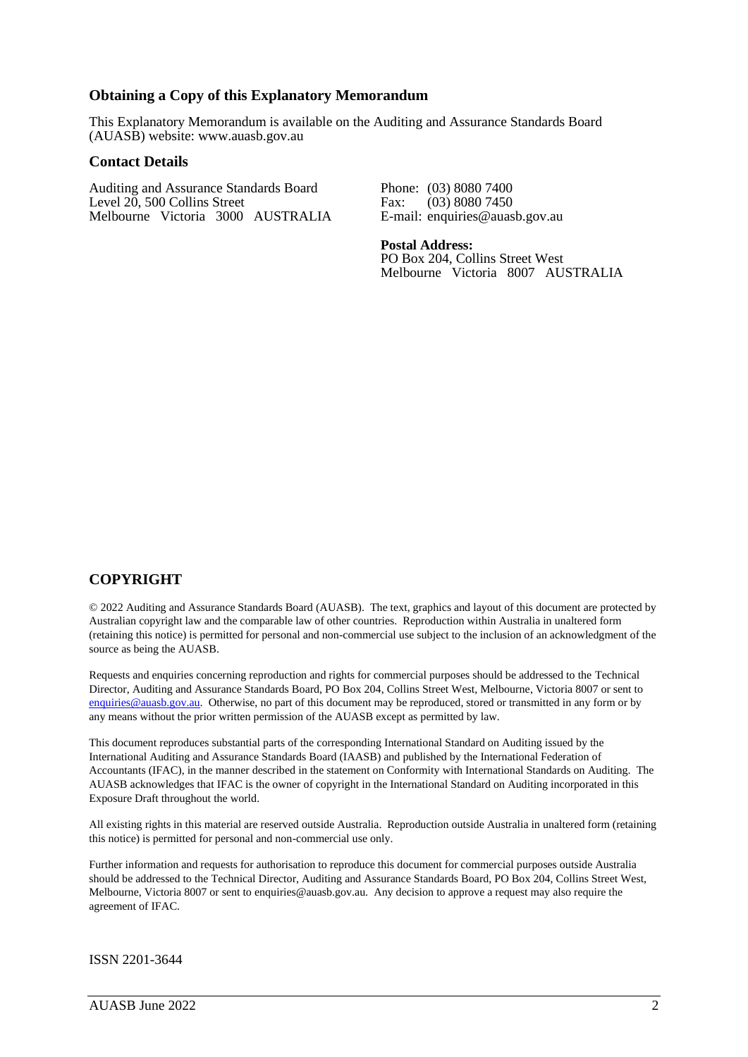### Obtaining a Copy of this Explanatory Memorandum

This Explanatory Memorandum is available on the Auditing and Assurance Standards Board (AUASB) website: www.auasb.gov.au

### Contact Details

Auditing and Assurance Standards Board
Level 20, 500 Collins Street
Melbourne Victoria 3000 AUSTRALIA

Phone: (03) 8080 7400
Fax: (03) 8080 7450
E-mail: enquiries@auasb.gov.au

**Postal Address:**
PO Box 204, Collins Street West
Melbourne Victoria 8007 AUSTRALIA

## COPYRIGHT

© 2022 Auditing and Assurance Standards Board (AUASB). The text, graphics and layout of this document are protected by Australian copyright law and the comparable law of other countries. Reproduction within Australia in unaltered form (retaining this notice) is permitted for personal and non-commercial use subject to the inclusion of an acknowledgment of the source as being the AUASB.

Requests and enquiries concerning reproduction and rights for commercial purposes should be addressed to the Technical Director, Auditing and Assurance Standards Board, PO Box 204, Collins Street West, Melbourne, Victoria 8007 or sent to enquiries@auasb.gov.au. Otherwise, no part of this document may be reproduced, stored or transmitted in any form or by any means without the prior written permission of the AUASB except as permitted by law.

This document reproduces substantial parts of the corresponding International Standard on Auditing issued by the International Auditing and Assurance Standards Board (IAASB) and published by the International Federation of Accountants (IFAC), in the manner described in the statement on Conformity with International Standards on Auditing. The AUASB acknowledges that IFAC is the owner of copyright in the International Standard on Auditing incorporated in this Exposure Draft throughout the world.

All existing rights in this material are reserved outside Australia. Reproduction outside Australia in unaltered form (retaining this notice) is permitted for personal and non-commercial use only.

Further information and requests for authorisation to reproduce this document for commercial purposes outside Australia should be addressed to the Technical Director, Auditing and Assurance Standards Board, PO Box 204, Collins Street West, Melbourne, Victoria 8007 or sent to enquiries@auasb.gov.au. Any decision to approve a request may also require the agreement of IFAC.

ISSN 2201-3644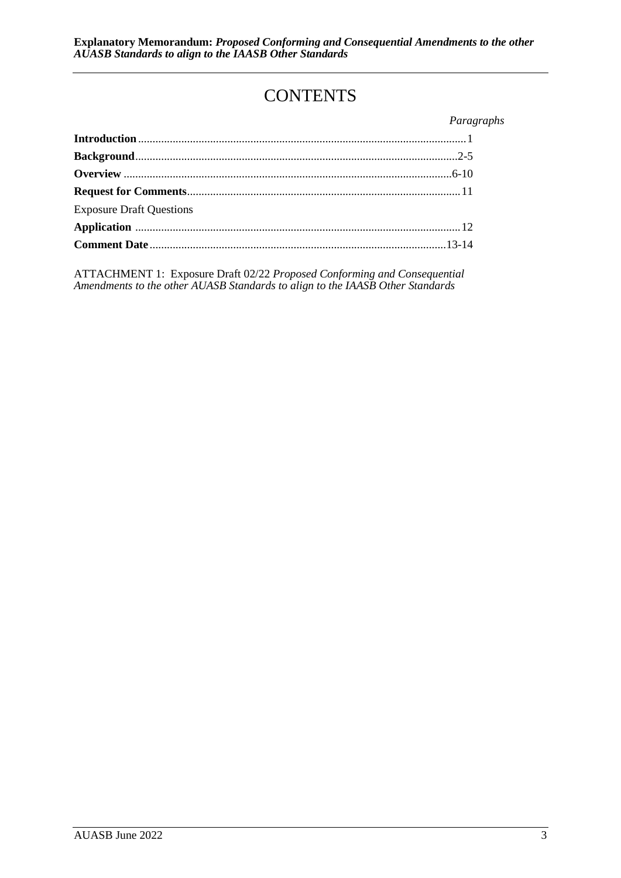# CONTENTS

| | *Paragraphs* |
|---|---|
| **Introduction** | 1 |
| **Background** | 2-5 |
| **Overview** | 6-10 |
| **Request for Comments** | 11 |
| Exposure Draft Questions | |
| **Application** | 12 |
| **Comment Date** | 13-14 |

ATTACHMENT 1: Exposure Draft 02/22 *Proposed Conforming and Consequential Amendments to the other AUASB Standards to align to the IAASB Other Standards*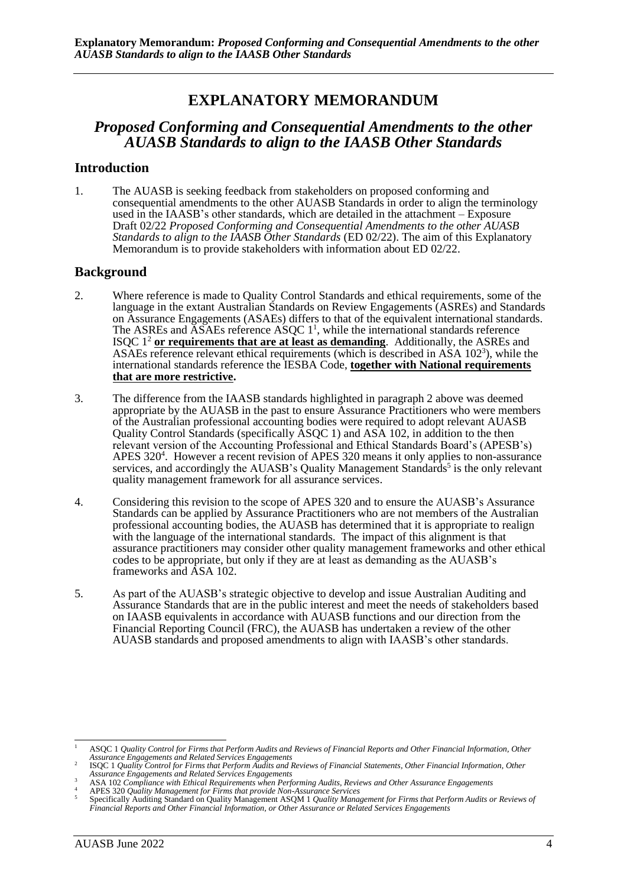# EXPLANATORY MEMORANDUM

## *Proposed Conforming and Consequential Amendments to the other AUASB Standards to align to the IAASB Other Standards*

### Introduction

1. The AUASB is seeking feedback from stakeholders on proposed conforming and consequential amendments to the other AUASB Standards in order to align the terminology used in the IAASB's other standards, which are detailed in the attachment – Exposure Draft 02/22 *Proposed Conforming and Consequential Amendments to the other AUASB Standards to align to the IAASB Other Standards* (ED 02/22). The aim of this Explanatory Memorandum is to provide stakeholders with information about ED 02/22.

### Background

2. Where reference is made to Quality Control Standards and ethical requirements, some of the language in the extant Australian Standards on Review Engagements (ASREs) and Standards on Assurance Engagements (ASAEs) differs to that of the equivalent international standards. The ASREs and ASAEs reference ASQC 1[1], while the international standards reference ISQC 1[2] **or requirements that are at least as demanding**. Additionally, the ASREs and ASAEs reference relevant ethical requirements (which is described in ASA 102[3]), while the international standards reference the IESBA Code, **together with National requirements that are more restrictive.**

3. The difference from the IAASB standards highlighted in paragraph 2 above was deemed appropriate by the AUASB in the past to ensure Assurance Practitioners who were members of the Australian professional accounting bodies were required to adopt relevant AUASB Quality Control Standards (specifically ASQC 1) and ASA 102, in addition to the then relevant version of the Accounting Professional and Ethical Standards Board's (APESB's) APES 320[4]. However a recent revision of APES 320 means it only applies to non-assurance services, and accordingly the AUASB's Quality Management Standards[5] is the only relevant quality management framework for all assurance services.

4. Considering this revision to the scope of APES 320 and to ensure the AUASB's Assurance Standards can be applied by Assurance Practitioners who are not members of the Australian professional accounting bodies, the AUASB has determined that it is appropriate to realign with the language of the international standards. The impact of this alignment is that assurance practitioners may consider other quality management frameworks and other ethical codes to be appropriate, but only if they are at least as demanding as the AUASB's frameworks and ASA 102.

5. As part of the AUASB's strategic objective to develop and issue Australian Auditing and Assurance Standards that are in the public interest and meet the needs of stakeholders based on IAASB equivalents in accordance with AUASB functions and our direction from the Financial Reporting Council (FRC), the AUASB has undertaken a review of the other AUASB standards and proposed amendments to align with IAASB's other standards.

---

[1] ASQC 1 *Quality Control for Firms that Perform Audits and Reviews of Financial Reports and Other Financial Information, Other Assurance Engagements and Related Services Engagements*

[2] ISQC 1 *Quality Control for Firms that Perform Audits and Reviews of Financial Statements, Other Financial Information, Other Assurance Engagements and Related Services Engagements*

[3] ASA 102 *Compliance with Ethical Requirements when Performing Audits, Reviews and Other Assurance Engagements*

[4] APES 320 *Quality Management for Firms that provide Non-Assurance Services*

[5] Specifically Auditing Standard on Quality Management ASQM 1 *Quality Management for Firms that Perform Audits or Reviews of Financial Reports and Other Financial Information, or Other Assurance or Related Services Engagements*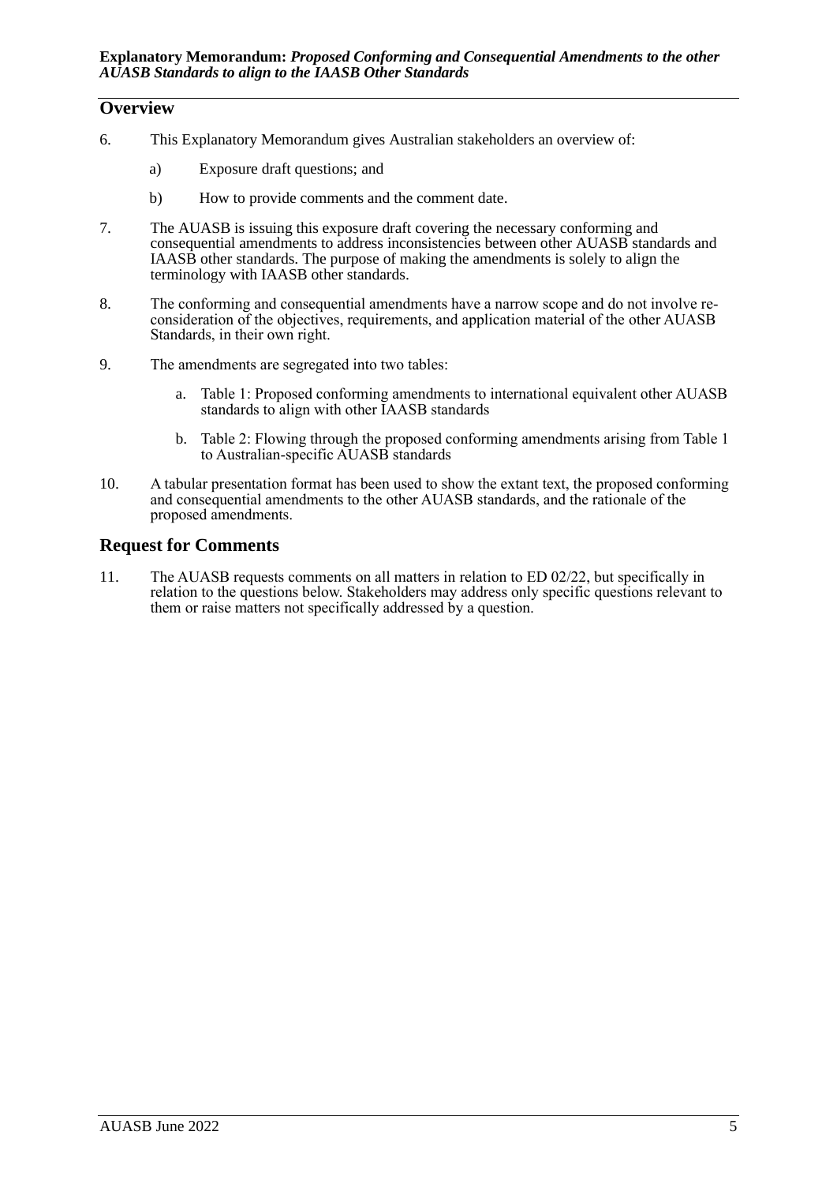## Overview

6. This Explanatory Memorandum gives Australian stakeholders an overview of:

   a) Exposure draft questions; and

   b) How to provide comments and the comment date.

7. The AUASB is issuing this exposure draft covering the necessary conforming and consequential amendments to address inconsistencies between other AUASB standards and IAASB other standards. The purpose of making the amendments is solely to align the terminology with IAASB other standards.

8. The conforming and consequential amendments have a narrow scope and do not involve re-consideration of the objectives, requirements, and application material of the other AUASB Standards, in their own right.

9. The amendments are segregated into two tables:

   a. Table 1: Proposed conforming amendments to international equivalent other AUASB standards to align with other IAASB standards

   b. Table 2: Flowing through the proposed conforming amendments arising from Table 1 to Australian-specific AUASB standards

10. A tabular presentation format has been used to show the extant text, the proposed conforming and consequential amendments to the other AUASB standards, and the rationale of the proposed amendments.

## Request for Comments

11. The AUASB requests comments on all matters in relation to ED 02/22, but specifically in relation to the questions below. Stakeholders may address only specific questions relevant to them or raise matters not specifically addressed by a question.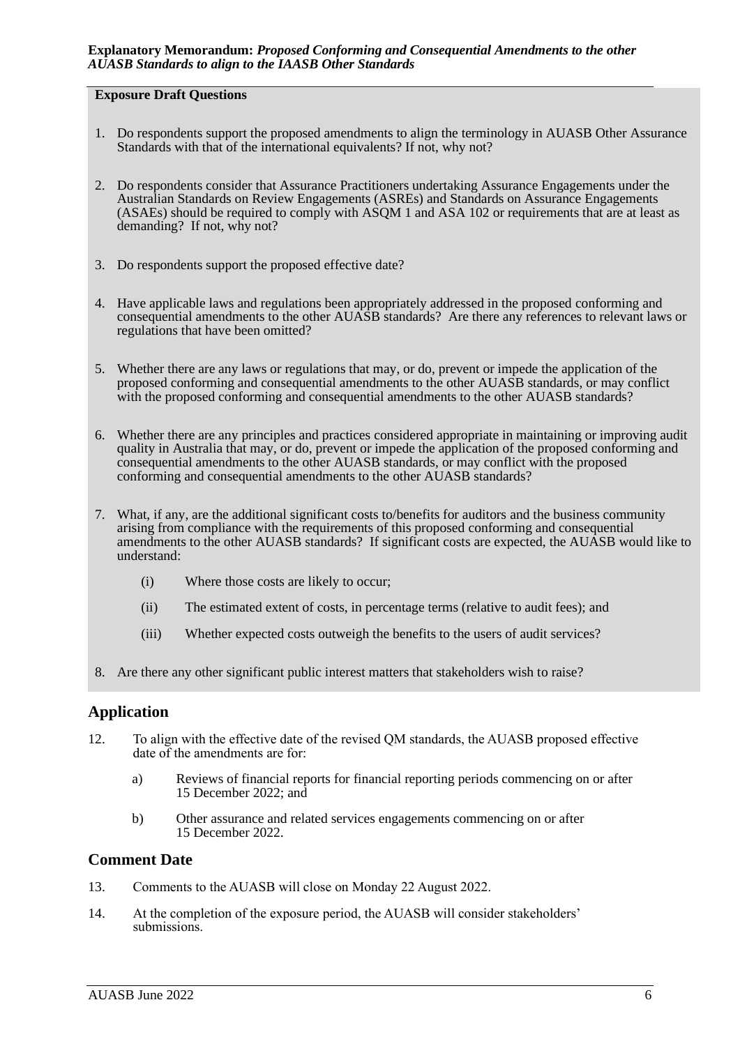**Exposure Draft Questions**

1. Do respondents support the proposed amendments to align the terminology in AUASB Other Assurance Standards with that of the international equivalents? If not, why not?

2. Do respondents consider that Assurance Practitioners undertaking Assurance Engagements under the Australian Standards on Review Engagements (ASREs) and Standards on Assurance Engagements (ASAEs) should be required to comply with ASQM 1 and ASA 102 or requirements that are at least as demanding? If not, why not?

3. Do respondents support the proposed effective date?

4. Have applicable laws and regulations been appropriately addressed in the proposed conforming and consequential amendments to the other AUASB standards? Are there any references to relevant laws or regulations that have been omitted?

5. Whether there are any laws or regulations that may, or do, prevent or impede the application of the proposed conforming and consequential amendments to the other AUASB standards, or may conflict with the proposed conforming and consequential amendments to the other AUASB standards?

6. Whether there are any principles and practices considered appropriate in maintaining or improving audit quality in Australia that may, or do, prevent or impede the application of the proposed conforming and consequential amendments to the other AUASB standards, or may conflict with the proposed conforming and consequential amendments to the other AUASB standards?

7. What, if any, are the additional significant costs to/benefits for auditors and the business community arising from compliance with the requirements of this proposed conforming and consequential amendments to the other AUASB standards? If significant costs are expected, the AUASB would like to understand:

   (i) Where those costs are likely to occur;

   (ii) The estimated extent of costs, in percentage terms (relative to audit fees); and

   (iii) Whether expected costs outweigh the benefits to the users of audit services?

8. Are there any other significant public interest matters that stakeholders wish to raise?

## Application

12. To align with the effective date of the revised QM standards, the AUASB proposed effective date of the amendments are for:

    a) Reviews of financial reports for financial reporting periods commencing on or after 15 December 2022; and

    b) Other assurance and related services engagements commencing on or after 15 December 2022.

## Comment Date

13. Comments to the AUASB will close on Monday 22 August 2022.

14. At the completion of the exposure period, the AUASB will consider stakeholders' submissions.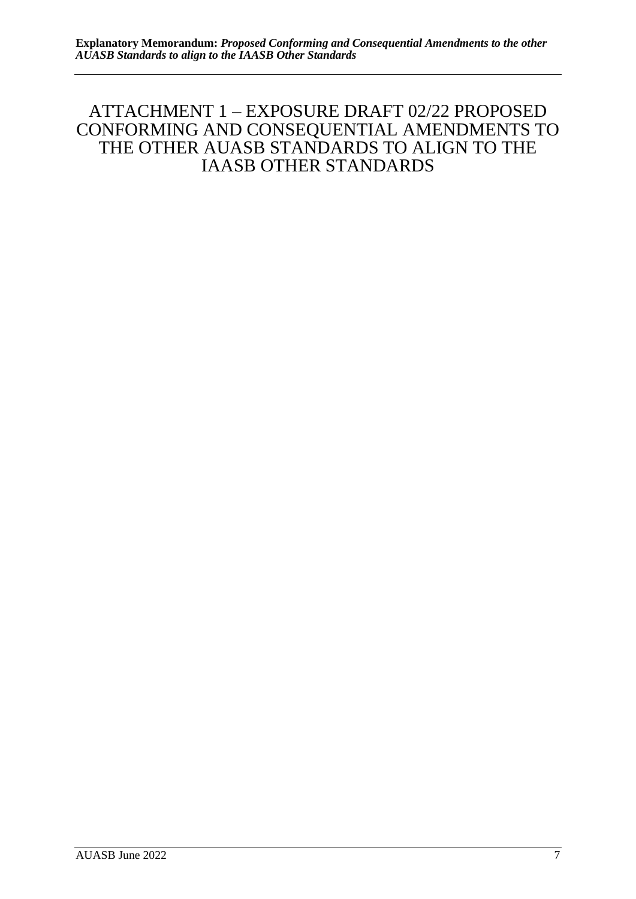# ATTACHMENT 1 – EXPOSURE DRAFT 02/22 PROPOSED CONFORMING AND CONSEQUENTIAL AMENDMENTS TO THE OTHER AUASB STANDARDS TO ALIGN TO THE IAASB OTHER STANDARDS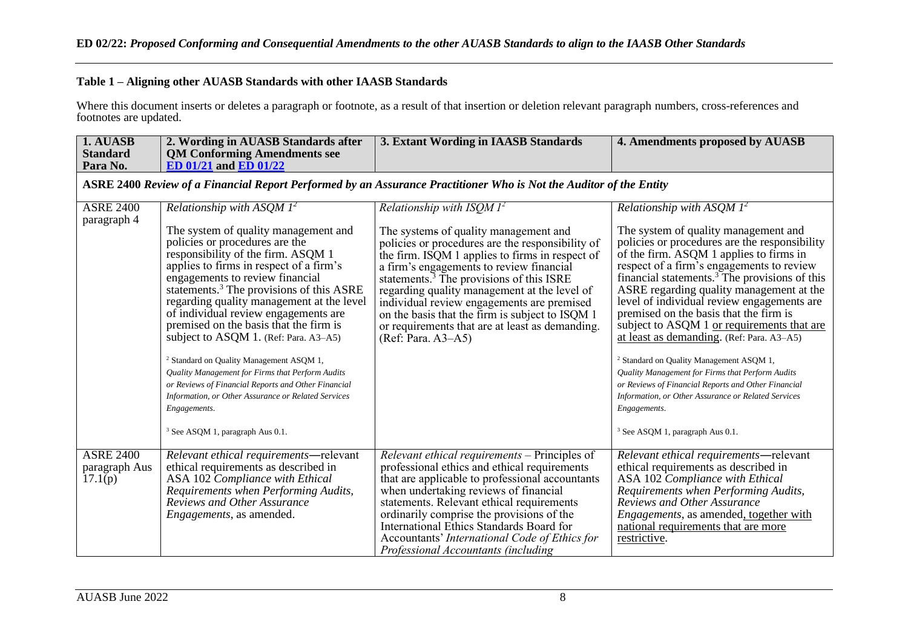## Table 1 – Aligning other AUASB Standards with other IAASB Standards

Where this document inserts or deletes a paragraph or footnote, as a result of that insertion or deletion relevant paragraph numbers, cross-references and footnotes are updated.

| 1. AUASB Standard Para No. | 2. Wording in AUASB Standards after QM Conforming Amendments see ED 01/21 and ED 01/22 | 3. Extant Wording in IAASB Standards | 4. Amendments proposed by AUASB |
|---|---|---|---|
| **ASRE 2400** *Review of a Financial Report Performed by an Assurance Practitioner Who is Not the Auditor of the Entity* | | | |
| ASRE 2400 paragraph 4 | *Relationship with ASQM 1*[2]<br><br>The system of quality management and policies or procedures are the responsibility of the firm. ASQM 1 applies to firms in respect of a firm's engagements to review financial statements.[3] The provisions of this ASRE regarding quality management at the level of individual review engagements are premised on the basis that the firm is subject to ASQM 1. (Ref: Para. A3–A5)<br><br>[2] Standard on Quality Management ASQM 1, *Quality Management for Firms that Perform Audits or Reviews of Financial Reports and Other Financial Information, or Other Assurance or Related Services Engagements*.<br><br>[3] See ASQM 1, paragraph Aus 0.1. | *Relationship with ISQM 1*[2]<br><br>The systems of quality management and policies or procedures are the responsibility of the firm. ISQM 1 applies to firms in respect of a firm's engagements to review financial statements.[3] The provisions of this ISRE regarding quality management at the level of individual review engagements are premised on the basis that the firm is subject to ISQM 1 or requirements that are at least as demanding. (Ref: Para. A3–A5) | *Relationship with ASQM 1*[2]<br><br>The system of quality management and policies or procedures are the responsibility of the firm. ASQM 1 applies to firms in respect of a firm's engagements to review financial statements.[3] The provisions of this ASRE regarding quality management at the level of individual review engagements are premised on the basis that the firm is subject to ASQM 1 <u>or requirements that are at least as demanding</u>. (Ref: Para. A3–A5)<br><br>[2] Standard on Quality Management ASQM 1, *Quality Management for Firms that Perform Audits or Reviews of Financial Reports and Other Financial Information, or Other Assurance or Related Services Engagements*.<br><br>[3] See ASQM 1, paragraph Aus 0.1. |
| ASRE 2400 paragraph Aus 17.1(p) | *Relevant ethical requirements*—relevant ethical requirements as described in ASA 102 *Compliance with Ethical Requirements when Performing Audits, Reviews and Other Assurance Engagements*, as amended. | *Relevant ethical requirements* – Principles of professional ethics and ethical requirements that are applicable to professional accountants when undertaking reviews of financial statements. Relevant ethical requirements ordinarily comprise the provisions of the International Ethics Standards Board for Accountants' *International Code of Ethics for Professional Accountants (including* | *Relevant ethical requirements*—relevant ethical requirements as described in ASA 102 *Compliance with Ethical Requirements when Performing Audits, Reviews and Other Assurance Engagements*, as amended<u>, together with national requirements that are more restrictive</u>. |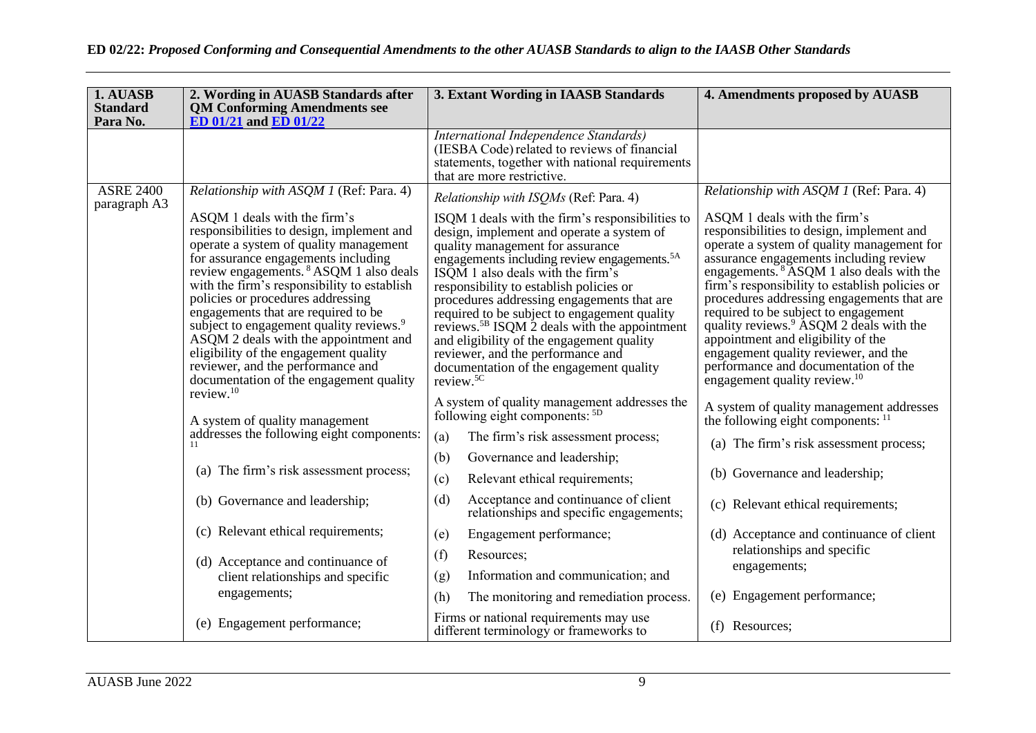| 1. AUASB Standard Para No. | 2. Wording in AUASB Standards after QM Conforming Amendments see ED 01/21 and ED 01/22 | 3. Extant Wording in IAASB Standards | 4. Amendments proposed by AUASB |
|---|---|---|---|
| | | *International Independence Standards)* (IESBA Code) related to reviews of financial statements, together with national requirements that are more restrictive. | |
| ASRE 2400 paragraph A3 | *Relationship with ASQM 1* (Ref: Para. 4)<br><br>ASQM 1 deals with the firm's responsibilities to design, implement and operate a system of quality management for assurance engagements including review engagements.[8] ASQM 1 also deals with the firm's responsibility to establish policies or procedures addressing engagements that are required to be subject to engagement quality reviews.[9] ASQM 2 deals with the appointment and eligibility of the engagement quality reviewer, and the performance and documentation of the engagement quality review.[10]<br><br>A system of quality management addresses the following eight components: [11]<br><br>(a) The firm's risk assessment process;<br><br>(b) Governance and leadership;<br><br>(c) Relevant ethical requirements;<br><br>(d) Acceptance and continuance of client relationships and specific engagements;<br><br>(e) Engagement performance; | *Relationship with ISQMs* (Ref: Para. 4)<br><br>ISQM 1 deals with the firm's responsibilities to design, implement and operate a system of quality management for assurance engagements including review engagements.[5A] ISQM 1 also deals with the firm's responsibility to establish policies or procedures addressing engagements that are required to be subject to engagement quality reviews.[5B] ISQM 2 deals with the appointment and eligibility of the engagement quality reviewer, and the performance and documentation of the engagement quality review.[5C]<br><br>A system of quality management addresses the following eight components: [5D]<br><br>(a) The firm's risk assessment process;<br>(b) Governance and leadership;<br>(c) Relevant ethical requirements;<br>(d) Acceptance and continuance of client relationships and specific engagements;<br>(e) Engagement performance;<br>(f) Resources;<br>(g) Information and communication; and<br>(h) The monitoring and remediation process.<br><br>Firms or national requirements may use different terminology or frameworks to | *Relationship with ASQM 1* (Ref: Para. 4)<br><br>ASQM 1 deals with the firm's responsibilities to design, implement and operate a system of quality management for assurance engagements including review engagements.[8] ASQM 1 also deals with the firm's responsibility to establish policies or procedures addressing engagements that are required to be subject to engagement quality reviews.[9] ASQM 2 deals with the appointment and eligibility of the engagement quality reviewer, and the performance and documentation of the engagement quality review.[10]<br><br>A system of quality management addresses the following eight components: [11]<br><br>(a) The firm's risk assessment process;<br><br>(b) Governance and leadership;<br><br>(c) Relevant ethical requirements;<br><br>(d) Acceptance and continuance of client relationships and specific engagements;<br><br>(e) Engagement performance;<br><br>(f) Resources; |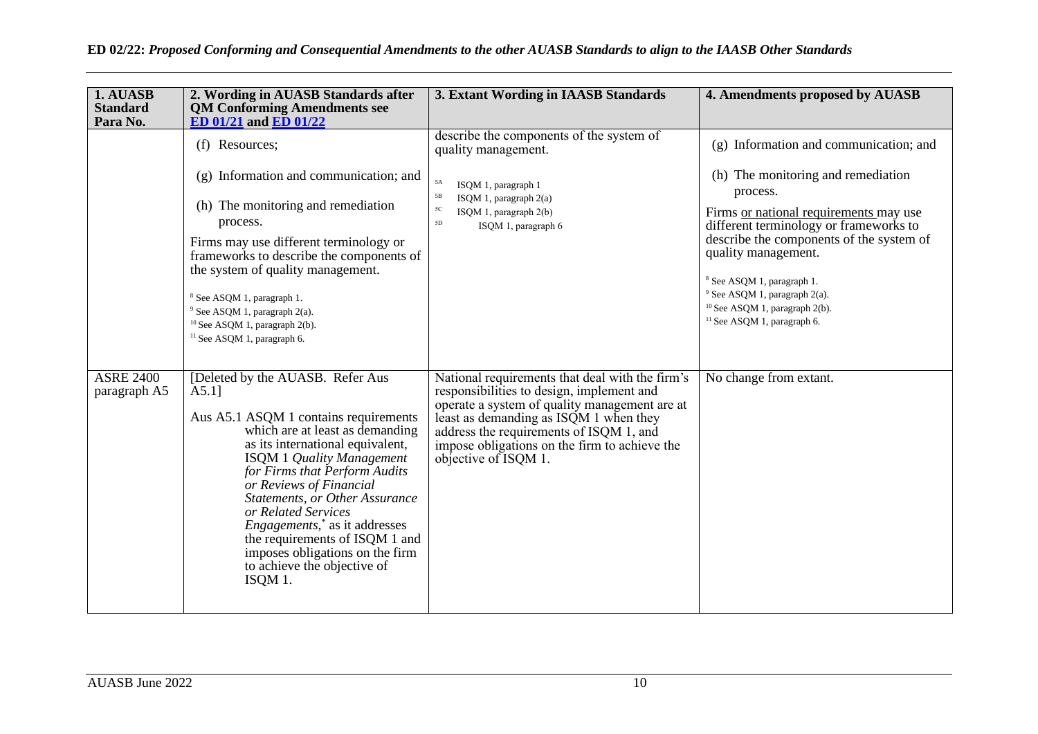| 1. AUASB Standard Para No. | 2. Wording in AUASB Standards after QM Conforming Amendments see ED 01/21 and ED 01/22 | 3. Extant Wording in IAASB Standards | 4. Amendments proposed by AUASB |
|---|---|---|---|
| | (f) Resources;<br><br>(g) Information and communication; and<br><br>(h) The monitoring and remediation process.<br><br>Firms may use different terminology or frameworks to describe the components of the system of quality management.<br><br>[8] See ASQM 1, paragraph 1.<br>[9] See ASQM 1, paragraph 2(a).<br>[10] See ASQM 1, paragraph 2(b).<br>[11] See ASQM 1, paragraph 6. | describe the components of the system of quality management.<br><br>[5A] ISQM 1, paragraph 1<br>[5B] ISQM 1, paragraph 2(a)<br>[5C] ISQM 1, paragraph 2(b)<br>[5D] ISQM 1, paragraph 6 | (g) Information and communication; and<br><br>(h) The monitoring and remediation process.<br><br>Firms <u>or national requirements</u> may use different terminology or frameworks to describe the components of the system of quality management.<br><br>[8] See ASQM 1, paragraph 1.<br>[9] See ASQM 1, paragraph 2(a).<br>[10] See ASQM 1, paragraph 2(b).<br>[11] See ASQM 1, paragraph 6. |
| ASRE 2400 paragraph A5 | [Deleted by the AUASB. Refer Aus A5.1]<br><br>Aus A5.1 ASQM 1 contains requirements which are at least as demanding as its international equivalent, ISQM 1 *Quality Management for Firms that Perform Audits or Reviews of Financial Statements, or Other Assurance or Related Services Engagements*,* as it addresses the requirements of ISQM 1 and imposes obligations on the firm to achieve the objective of ISQM 1. | National requirements that deal with the firm's responsibilities to design, implement and operate a system of quality management are at least as demanding as ISQM 1 when they address the requirements of ISQM 1, and impose obligations on the firm to achieve the objective of ISQM 1. | No change from extant. |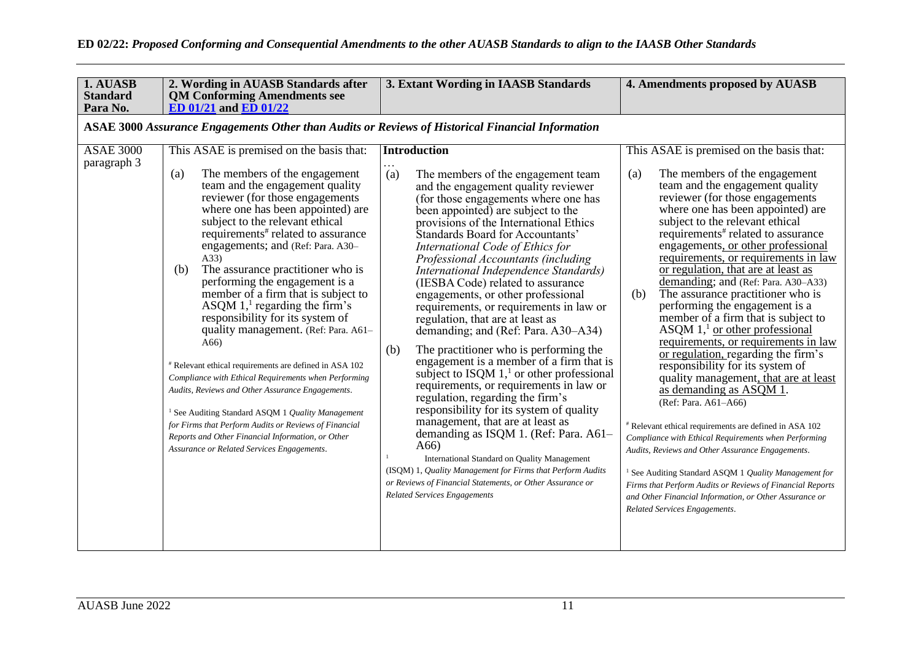| 1. AUASB Standard Para No. | 2. Wording in AUASB Standards after QM Conforming Amendments see ED 01/21 and ED 01/22 | 3. Extant Wording in IAASB Standards | 4. Amendments proposed by AUASB |
|---|---|---|---|
| **ASAE 3000 *Assurance Engagements Other than Audits or Reviews of Historical Financial Information*** | | | |
| ASAE 3000 paragraph 3 | This ASAE is premised on the basis that:<br><br>(a) The members of the engagement team and the engagement quality reviewer (for those engagements where one has been appointed) are subject to the relevant ethical requirements[#] related to assurance engagements; and (Ref: Para. A30–A33)<br>(b) The assurance practitioner who is performing the engagement is a member of a firm that is subject to ASQM 1,[1] regarding the firm's responsibility for its system of quality management. (Ref: Para. A61–A66)<br><br>[#] Relevant ethical requirements are defined in ASA 102 *Compliance with Ethical Requirements when Performing Audits, Reviews and Other Assurance Engagements*.<br><br>[1] See Auditing Standard ASQM 1 *Quality Management for Firms that Perform Audits or Reviews of Financial Reports and Other Financial Information, or Other Assurance or Related Services Engagements*. | **Introduction**<br>…<br>(a) The members of the engagement team and the engagement quality reviewer (for those engagements where one has been appointed) are subject to the provisions of the International Ethics Standards Board for Accountants' *International Code of Ethics for Professional Accountants (including International Independence Standards)* (IESBA Code) related to assurance engagements, or other professional requirements, or requirements in law or regulation, that are at least as demanding; and (Ref: Para. A30–A34)<br><br>(b) The practitioner who is performing the engagement is a member of a firm that is subject to ISQM 1,[1] or other professional requirements, or requirements in law or regulation, regarding the firm's responsibility for its system of quality management, that are at least as demanding as ISQM 1. (Ref: Para. A61–A66)<br><br>[1] International Standard on Quality Management (ISQM) 1, *Quality Management for Firms that Perform Audits or Reviews of Financial Statements, or Other Assurance or Related Services Engagements* | This ASAE is premised on the basis that:<br><br>(a) The members of the engagement team and the engagement quality reviewer (for those engagements where one has been appointed) are subject to the relevant ethical requirements[#] related to assurance engagements, or other professional requirements, or requirements in law or regulation, that are at least as demanding; and (Ref: Para. A30–A33)<br>(b) The assurance practitioner who is performing the engagement is a member of a firm that is subject to ASQM 1,[1] or other professional requirements, or requirements in law or regulation, regarding the firm's responsibility for its system of quality management, that are at least as demanding as ASQM 1. (Ref: Para. A61–A66)<br><br>[#] Relevant ethical requirements are defined in ASA 102 *Compliance with Ethical Requirements when Performing Audits, Reviews and Other Assurance Engagements*.<br><br>[1] See Auditing Standard ASQM 1 *Quality Management for Firms that Perform Audits or Reviews of Financial Reports and Other Financial Information, or Other Assurance or Related Services Engagements*. |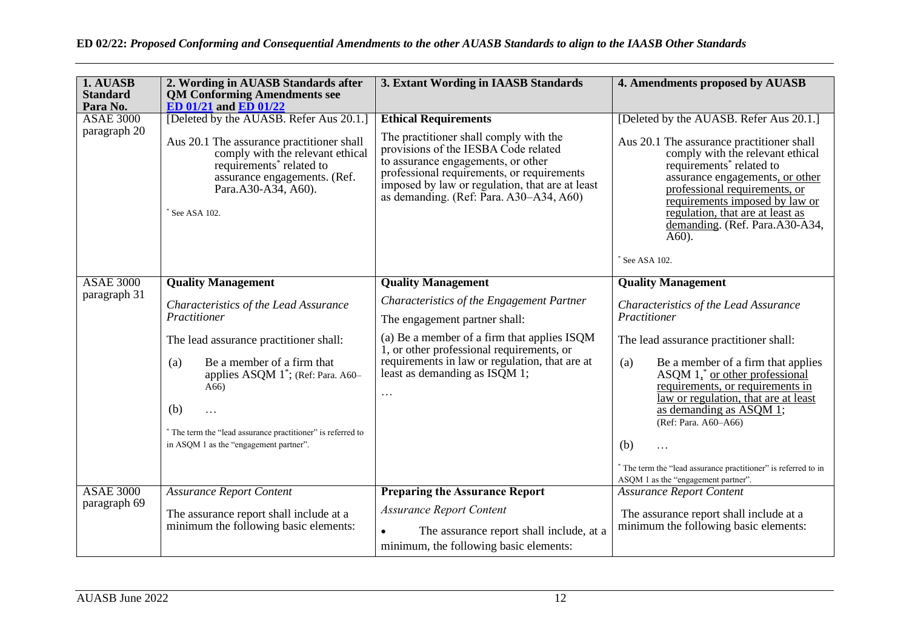| 1. AUASB Standard Para No. | 2. Wording in AUASB Standards after QM Conforming Amendments see ED 01/21 and ED 01/22 | 3. Extant Wording in IAASB Standards | 4. Amendments proposed by AUASB |
|---|---|---|---|
| ASAE 3000 paragraph 20 | [Deleted by the AUASB. Refer Aus 20.1.]<br><br>Aus 20.1 The assurance practitioner shall comply with the relevant ethical requirements* related to assurance engagements. (Ref. Para.A30-A34, A60).<br><br>* See ASA 102. | **Ethical Requirements**<br><br>The practitioner shall comply with the provisions of the IESBA Code related to assurance engagements, or other professional requirements, or requirements imposed by law or regulation, that are at least as demanding. (Ref: Para. A30–A34, A60) | [Deleted by the AUASB. Refer Aus 20.1.]<br><br>Aus 20.1 The assurance practitioner shall comply with the relevant ethical requirements* related to assurance engagements, or other professional requirements, or requirements imposed by law or regulation, that are at least as demanding. (Ref. Para.A30-A34, A60).<br><br>* See ASA 102. |
| ASAE 3000 paragraph 31 | **Quality Management**<br><br>*Characteristics of the Lead Assurance Practitioner*<br><br>The lead assurance practitioner shall:<br><br>(a) Be a member of a firm that applies ASQM 1*; (Ref: Para. A60–A66)<br><br>(b) …<br><br>* The term the "lead assurance practitioner" is referred to in ASQM 1 as the "engagement partner". | **Quality Management**<br><br>*Characteristics of the Engagement Partner*<br><br>The engagement partner shall:<br><br>(a) Be a member of a firm that applies ISQM 1, or other professional requirements, or requirements in law or regulation, that are at least as demanding as ISQM 1;<br><br>… | **Quality Management**<br><br>*Characteristics of the Lead Assurance Practitioner*<br><br>The lead assurance practitioner shall:<br><br>(a) Be a member of a firm that applies ASQM 1,* or other professional requirements, or requirements in law or regulation, that are at least as demanding as ASQM 1; (Ref: Para. A60–A66)<br><br>(b) …<br><br>* The term the "lead assurance practitioner" is referred to in ASQM 1 as the "engagement partner". |
| ASAE 3000 paragraph 69 | *Assurance Report Content*<br><br>The assurance report shall include at a minimum the following basic elements: | **Preparing the Assurance Report**<br><br>*Assurance Report Content*<br><br>• The assurance report shall include, at a minimum, the following basic elements: | *Assurance Report Content*<br><br>The assurance report shall include at a minimum the following basic elements: |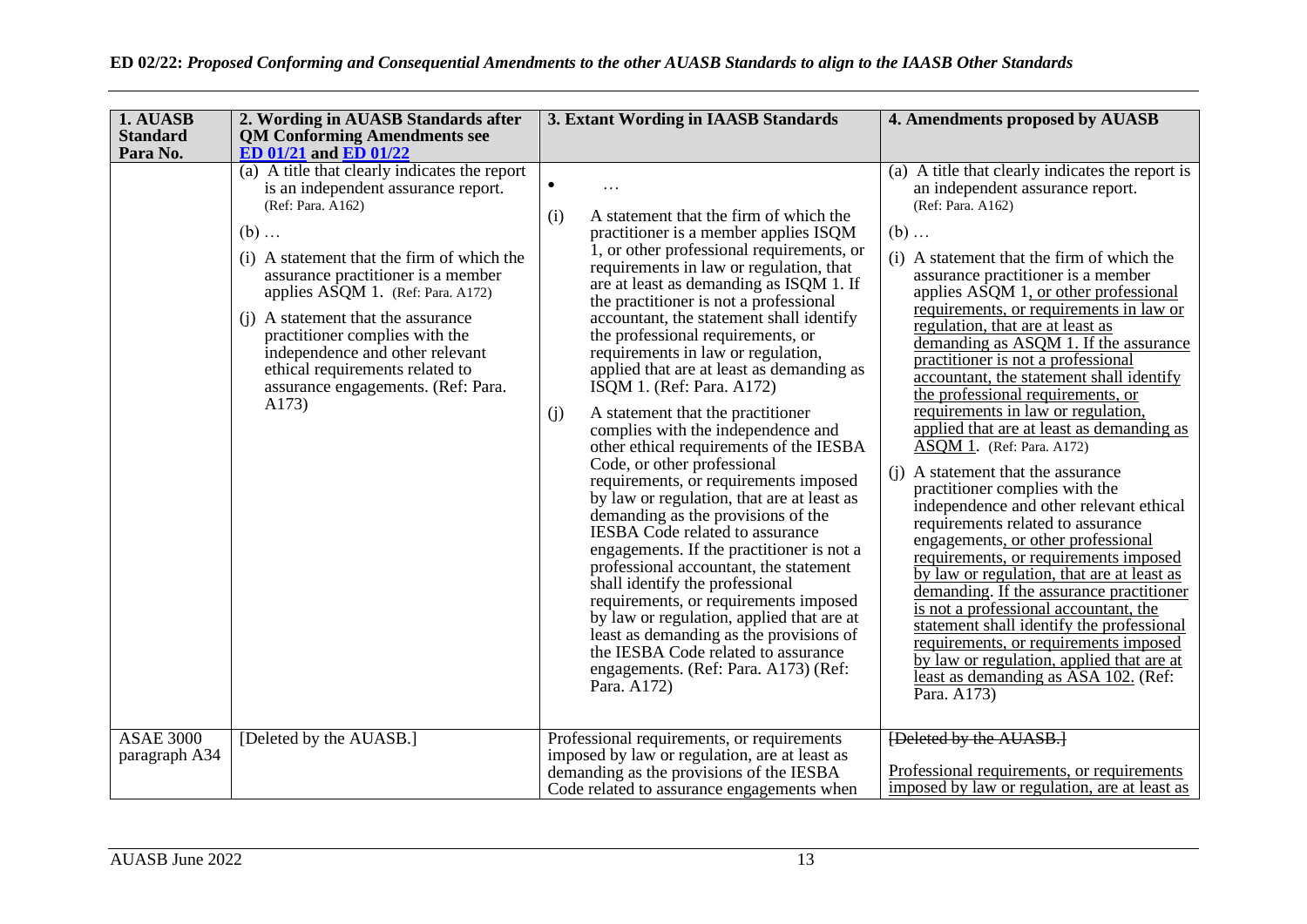| 1. AUASB Standard Para No. | 2. Wording in AUASB Standards after QM Conforming Amendments see ED 01/21 and ED 01/22 | 3. Extant Wording in IAASB Standards | 4. Amendments proposed by AUASB |
|---|---|---|---|
| | (a) A title that clearly indicates the report is an independent assurance report. (Ref: Para. A162)<br>(b) …<br>(i) A statement that the firm of which the assurance practitioner is a member applies ASQM 1. (Ref: Para. A172)<br>(j) A statement that the assurance practitioner complies with the independence and other relevant ethical requirements related to assurance engagements. (Ref: Para. A173) | • …<br>(i) A statement that the firm of which the practitioner is a member applies ISQM 1, or other professional requirements, or requirements in law or regulation, that are at least as demanding as ISQM 1. If the practitioner is not a professional accountant, the statement shall identify the professional requirements, or requirements in law or regulation, applied that are at least as demanding as ISQM 1. (Ref: Para. A172)<br>(j) A statement that the practitioner complies with the independence and other ethical requirements of the IESBA Code, or other professional requirements, or requirements imposed by law or regulation, that are at least as demanding as the provisions of the IESBA Code related to assurance engagements. If the practitioner is not a professional accountant, the statement shall identify the professional requirements, or requirements imposed by law or regulation, applied that are at least as demanding as the provisions of the IESBA Code related to assurance engagements. (Ref: Para. A173) (Ref: Para. A172) | (a) A title that clearly indicates the report is an independent assurance report. (Ref: Para. A162)<br>(b) …<br>(i) A statement that the firm of which the assurance practitioner is a member applies ASQM 1, or other professional requirements, or requirements in law or regulation, that are at least as demanding as ASQM 1. If the assurance practitioner is not a professional accountant, the statement shall identify the professional requirements, or requirements in law or regulation, applied that are at least as demanding as ASQM 1. (Ref: Para. A172)<br>(j) A statement that the assurance practitioner complies with the independence and other relevant ethical requirements related to assurance engagements, or other professional requirements, or requirements imposed by law or regulation, that are at least as demanding. If the assurance practitioner is not a professional accountant, the statement shall identify the professional requirements, or requirements imposed by law or regulation, applied that are at least as demanding as ASA 102. (Ref: Para. A173) |
| ASAE 3000 paragraph A34 | [Deleted by the AUASB.] | Professional requirements, or requirements imposed by law or regulation, are at least as demanding as the provisions of the IESBA Code related to assurance engagements when | ~~[Deleted by the AUASB.]~~<br>Professional requirements, or requirements imposed by law or regulation, are at least as |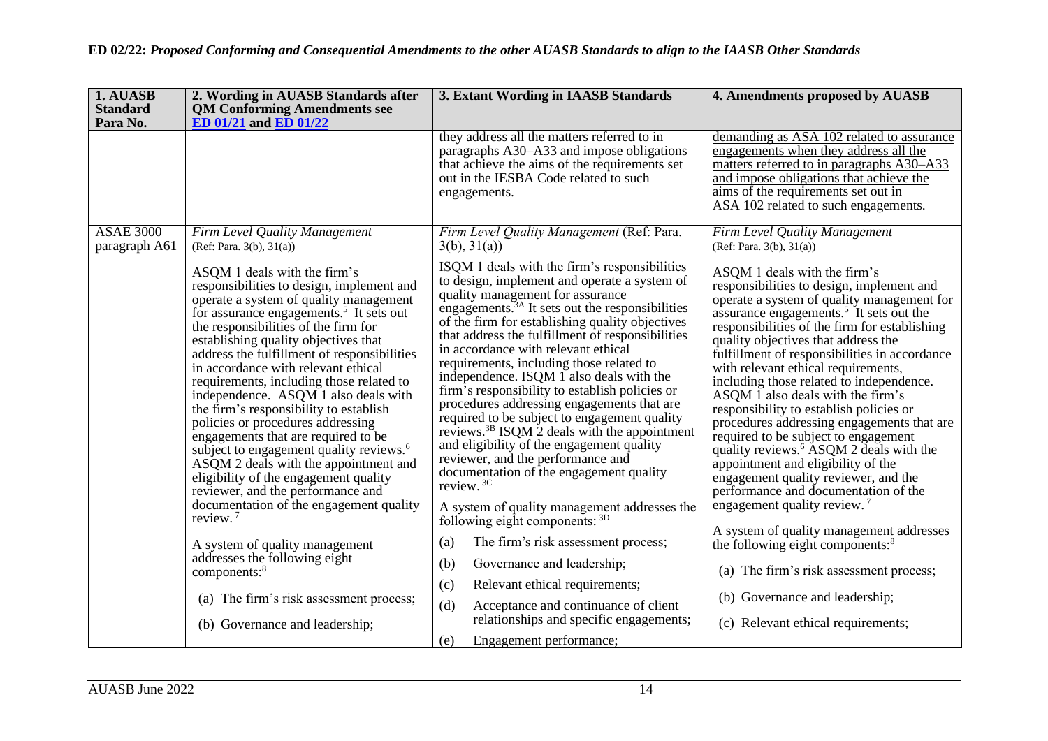| 1. AUASB Standard Para No. | 2. Wording in AUASB Standards after QM Conforming Amendments see ED 01/21 and ED 01/22 | 3. Extant Wording in IAASB Standards | 4. Amendments proposed by AUASB |
|---|---|---|---|
| | | they address all the matters referred to in paragraphs A30–A33 and impose obligations that achieve the aims of the requirements set out in the IESBA Code related to such engagements. | demanding as ASA 102 related to assurance engagements when they address all the matters referred to in paragraphs A30–A33 and impose obligations that achieve the aims of the requirements set out in ASA 102 related to such engagements. |
| ASAE 3000 paragraph A61 | *Firm Level Quality Management* (Ref: Para. 3(b), 31(a))<br><br>ASQM 1 deals with the firm's responsibilities to design, implement and operate a system of quality management for assurance engagements.[5] It sets out the responsibilities of the firm for establishing quality objectives that address the fulfillment of responsibilities in accordance with relevant ethical requirements, including those related to independence. ASQM 1 also deals with the firm's responsibility to establish policies or procedures addressing engagements that are required to be subject to engagement quality reviews.[6] ASQM 2 deals with the appointment and eligibility of the engagement quality reviewer, and the performance and documentation of the engagement quality review.[7]<br><br>A system of quality management addresses the following eight components:[8]<br><br>(a) The firm's risk assessment process;<br><br>(b) Governance and leadership; | *Firm Level Quality Management* (Ref: Para. 3(b), 31(a))<br><br>ISQM 1 deals with the firm's responsibilities to design, implement and operate a system of quality management for assurance engagements.[3A] It sets out the responsibilities of the firm for establishing quality objectives that address the fulfillment of responsibilities in accordance with relevant ethical requirements, including those related to independence. ISQM 1 also deals with the firm's responsibility to establish policies or procedures addressing engagements that are required to be subject to engagement quality reviews.[3B] ISQM 2 deals with the appointment and eligibility of the engagement quality reviewer, and the performance and documentation of the engagement quality review.[3C]<br><br>A system of quality management addresses the following eight components:[3D]<br><br>(a) The firm's risk assessment process;<br><br>(b) Governance and leadership;<br><br>(c) Relevant ethical requirements;<br><br>(d) Acceptance and continuance of client relationships and specific engagements;<br><br>(e) Engagement performance; | *Firm Level Quality Management* (Ref: Para. 3(b), 31(a))<br><br>ASQM 1 deals with the firm's responsibilities to design, implement and operate a system of quality management for assurance engagements.[5] It sets out the responsibilities of the firm for establishing quality objectives that address the fulfillment of responsibilities in accordance with relevant ethical requirements, including those related to independence. ASQM 1 also deals with the firm's responsibility to establish policies or procedures addressing engagements that are required to be subject to engagement quality reviews.[6] ASQM 2 deals with the appointment and eligibility of the engagement quality reviewer, and the performance and documentation of the engagement quality review.[7]<br><br>A system of quality management addresses the following eight components:[8]<br><br>(a) The firm's risk assessment process;<br><br>(b) Governance and leadership;<br><br>(c) Relevant ethical requirements; |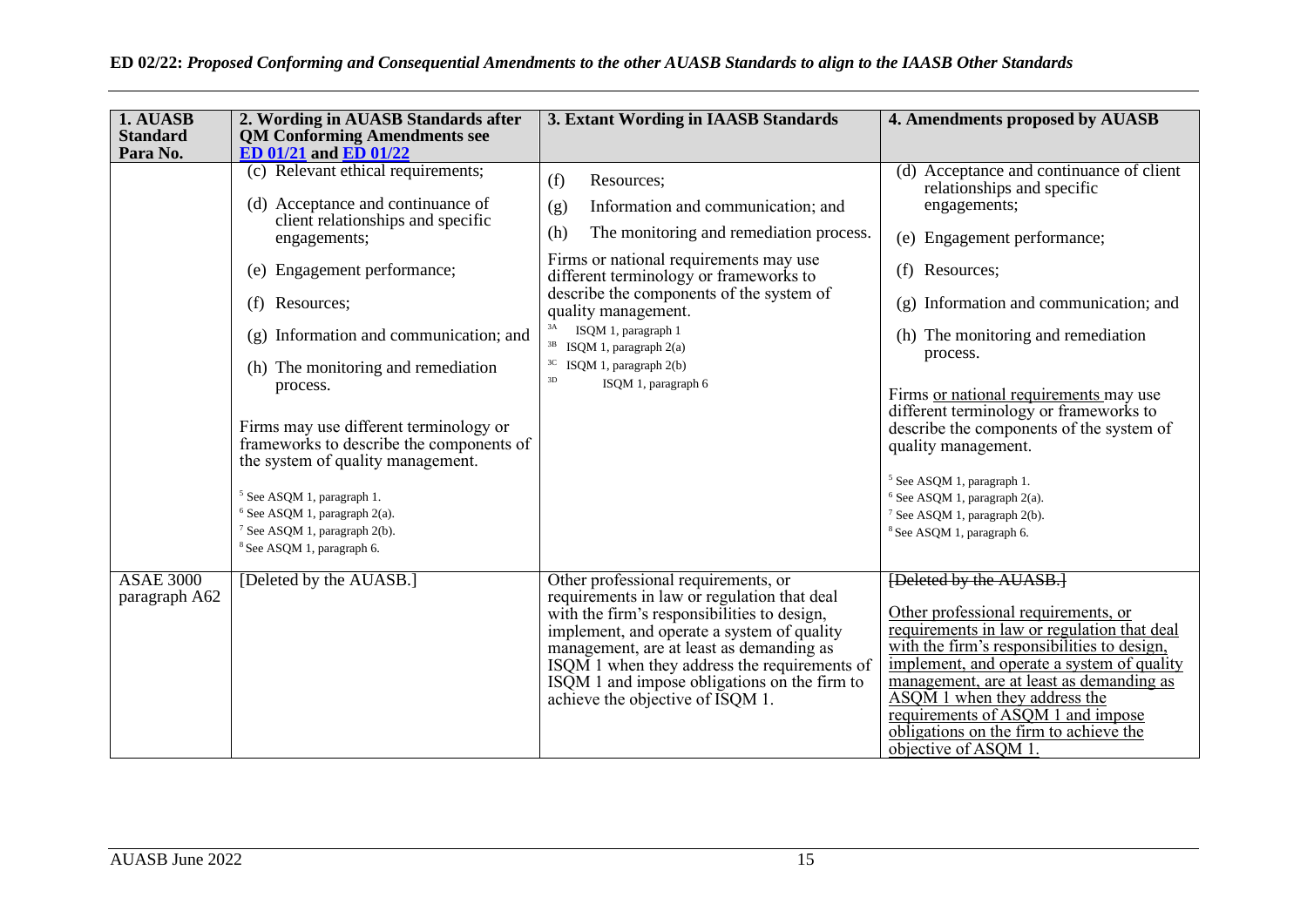| 1. AUASB Standard Para No. | 2. Wording in AUASB Standards after QM Conforming Amendments see ED 01/21 and ED 01/22 | 3. Extant Wording in IAASB Standards | 4. Amendments proposed by AUASB |
|---|---|---|---|
| | (c) Relevant ethical requirements;<br><br>(d) Acceptance and continuance of client relationships and specific engagements;<br><br>(e) Engagement performance;<br><br>(f) Resources;<br><br>(g) Information and communication; and<br><br>(h) The monitoring and remediation process.<br><br>Firms may use different terminology or frameworks to describe the components of the system of quality management.<br><br>[5] See ASQM 1, paragraph 1.<br>[6] See ASQM 1, paragraph 2(a).<br>[7] See ASQM 1, paragraph 2(b).<br>[8] See ASQM 1, paragraph 6. | (f) Resources;<br><br>(g) Information and communication; and<br><br>(h) The monitoring and remediation process.<br><br>Firms or national requirements may use different terminology or frameworks to describe the components of the system of quality management.<br><br>[3A] ISQM 1, paragraph 1<br>[3B] ISQM 1, paragraph 2(a)<br>[3C] ISQM 1, paragraph 2(b)<br>[3D] ISQM 1, paragraph 6 | (d) Acceptance and continuance of client relationships and specific engagements;<br><br>(e) Engagement performance;<br><br>(f) Resources;<br><br>(g) Information and communication; and<br><br>(h) The monitoring and remediation process.<br><br>Firms <u>or national requirements</u> may use different terminology or frameworks to describe the components of the system of quality management.<br><br>[5] See ASQM 1, paragraph 1.<br>[6] See ASQM 1, paragraph 2(a).<br>[7] See ASQM 1, paragraph 2(b).<br>[8] See ASQM 1, paragraph 6. |
| ASAE 3000 paragraph A62 | [Deleted by the AUASB.] | Other professional requirements, or requirements in law or regulation that deal with the firm's responsibilities to design, implement, and operate a system of quality management, are at least as demanding as ISQM 1 when they address the requirements of ISQM 1 and impose obligations on the firm to achieve the objective of ISQM 1. | ~~[Deleted by the AUASB.]~~<br><br><u>Other professional requirements, or requirements in law or regulation that deal with the firm's responsibilities to design, implement, and operate a system of quality management, are at least as demanding as ASQM 1 when they address the requirements of ASQM 1 and impose obligations on the firm to achieve the objective of ASQM 1.</u> |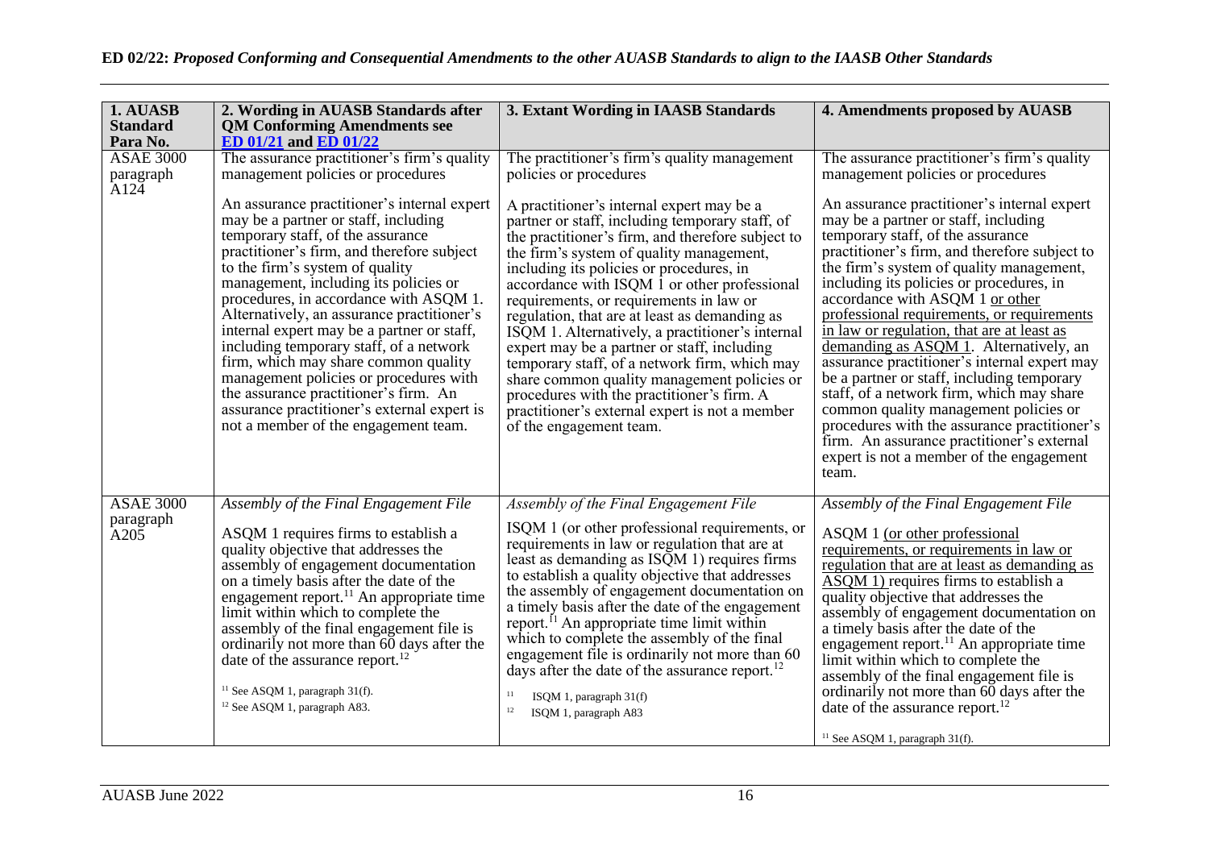| 1. AUASB Standard Para No. | 2. Wording in AUASB Standards after QM Conforming Amendments see ED 01/21 and ED 01/22 | 3. Extant Wording in IAASB Standards | 4. Amendments proposed by AUASB |
|---|---|---|---|
| ASAE 3000 paragraph A124 | The assurance practitioner's firm's quality management policies or procedures<br><br>An assurance practitioner's internal expert may be a partner or staff, including temporary staff, of the assurance practitioner's firm, and therefore subject to the firm's system of quality management, including its policies or procedures, in accordance with ASQM 1. Alternatively, an assurance practitioner's internal expert may be a partner or staff, including temporary staff, of a network firm, which may share common quality management policies or procedures with the assurance practitioner's firm. An assurance practitioner's external expert is not a member of the engagement team. | The practitioner's firm's quality management policies or procedures<br><br>A practitioner's internal expert may be a partner or staff, including temporary staff, of the practitioner's firm, and therefore subject to the firm's system of quality management, including its policies or procedures, in accordance with ISQM 1 or other professional requirements, or requirements in law or regulation, that are at least as demanding as ISQM 1. Alternatively, a practitioner's internal expert may be a partner or staff, including temporary staff, of a network firm, which may share common quality management policies or procedures with the practitioner's firm. A practitioner's external expert is not a member of the engagement team. | The assurance practitioner's firm's quality management policies or procedures<br><br>An assurance practitioner's internal expert may be a partner or staff, including temporary staff, of the assurance practitioner's firm, and therefore subject to the firm's system of quality management, including its policies or procedures, in accordance with ASQM 1 <u>or other professional requirements, or requirements in law or regulation, that are at least as demanding as ASQM 1</u>. Alternatively, an assurance practitioner's internal expert may be a partner or staff, including temporary staff, of a network firm, which may share common quality management policies or procedures with the assurance practitioner's firm. An assurance practitioner's external expert is not a member of the engagement team. |
| ASAE 3000 paragraph A205 | *Assembly of the Final Engagement File*<br><br>ASQM 1 requires firms to establish a quality objective that addresses the assembly of engagement documentation on a timely basis after the date of the engagement report.[11] An appropriate time limit within which to complete the assembly of the final engagement file is ordinarily not more than 60 days after the date of the assurance report.[12]<br><br>[11] See ASQM 1, paragraph 31(f).<br>[12] See ASQM 1, paragraph A83. | *Assembly of the Final Engagement File*<br><br>ISQM 1 (or other professional requirements, or requirements in law or regulation that are at least as demanding as ISQM 1) requires firms to establish a quality objective that addresses the assembly of engagement documentation on a timely basis after the date of the engagement report.[11] An appropriate time limit within which to complete the assembly of the final engagement file is ordinarily not more than 60 days after the date of the assurance report.[12]<br><br>[11] ISQM 1, paragraph 31(f)<br>[12] ISQM 1, paragraph A83 | *Assembly of the Final Engagement File*<br><br>ASQM 1 <u>(or other professional requirements, or requirements in law or regulation that are at least as demanding as ASQM 1)</u> requires firms to establish a quality objective that addresses the assembly of engagement documentation on a timely basis after the date of the engagement report.[11] An appropriate time limit within which to complete the assembly of the final engagement file is ordinarily not more than 60 days after the date of the assurance report.[12]<br><br>[11] See ASQM 1, paragraph 31(f). |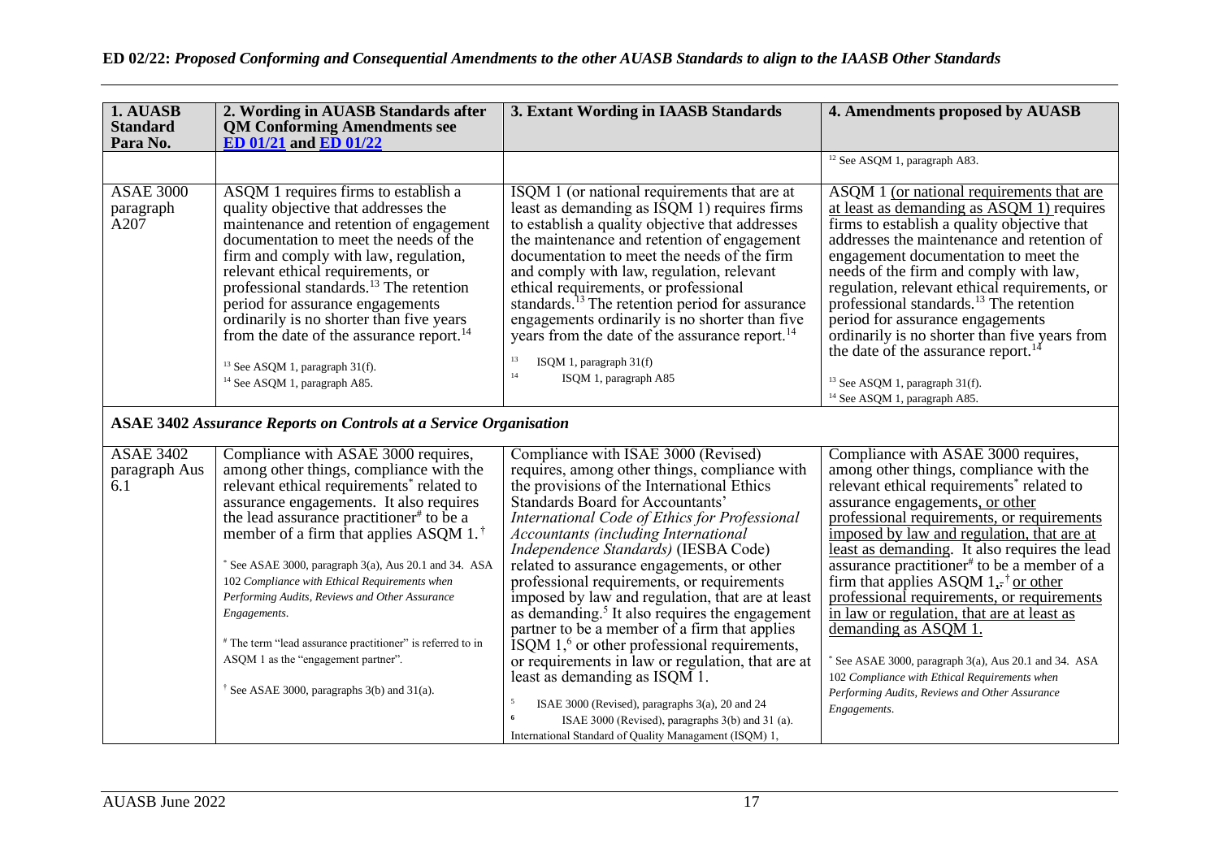| 1. AUASB Standard Para No. | 2. Wording in AUASB Standards after QM Conforming Amendments see [ED 01/21](#) and [ED 01/22](#) | 3. Extant Wording in IAASB Standards | 4. Amendments proposed by AUASB |
|---|---|---|---|
| | | | [12] See ASQM 1, paragraph A83. |
| ASAE 3000 paragraph A207 | ASQM 1 requires firms to establish a quality objective that addresses the maintenance and retention of engagement documentation to meet the needs of the firm and comply with law, regulation, relevant ethical requirements, or professional standards.[13] The retention period for assurance engagements ordinarily is no shorter than five years from the date of the assurance report.[14]<br><br>[13] See ASQM 1, paragraph 31(f).<br>[14] See ASQM 1, paragraph A85. | ISQM 1 (or national requirements that are at least as demanding as ISQM 1) requires firms to establish a quality objective that addresses the maintenance and retention of engagement documentation to meet the needs of the firm and comply with law, regulation, relevant ethical requirements, or professional standards.[13] The retention period for assurance engagements ordinarily is no shorter than five years from the date of the assurance report.[14]<br><br>[13] ISQM 1, paragraph 31(f)<br>[14] ISQM 1, paragraph A85 | ASQM 1 <u>(or national requirements that are at least as demanding as ASQM 1)</u> requires firms to establish a quality objective that addresses the maintenance and retention of engagement documentation to meet the needs of the firm and comply with law, regulation, relevant ethical requirements, or professional standards.[13] The retention period for assurance engagements ordinarily is no shorter than five years from the date of the assurance report.[14]<br><br>[13] See ASQM 1, paragraph 31(f).<br>[14] See ASQM 1, paragraph A85. |

**ASAE 3402** *Assurance Reports on Controls at a Service Organisation*

| 1. AUASB Standard Para No. | 2. Wording in AUASB Standards after QM Conforming Amendments | 3. Extant Wording in IAASB Standards | 4. Amendments proposed by AUASB |
|---|---|---|---|
| ASAE 3402 paragraph Aus 6.1 | Compliance with ASAE 3000 requires, among other things, compliance with the relevant ethical requirements* related to assurance engagements. It also requires the lead assurance practitioner# to be a member of a firm that applies ASQM 1.†<br><br>* See ASAE 3000, paragraph 3(a), Aus 20.1 and 34. ASA 102 *Compliance with Ethical Requirements when Performing Audits, Reviews and Other Assurance Engagements*.<br><br># The term "lead assurance practitioner" is referred to in ASQM 1 as the "engagement partner".<br><br>† See ASAE 3000, paragraphs 3(b) and 31(a). | Compliance with ISAE 3000 (Revised) requires, among other things, compliance with the provisions of the International Ethics Standards Board for Accountants' *International Code of Ethics for Professional Accountants (including International Independence Standards)* (IESBA Code) related to assurance engagements, or other professional requirements, or requirements imposed by law and regulation, that are at least as demanding.[5] It also requires the engagement partner to be a member of a firm that applies ISQM 1,[6] or other professional requirements, or requirements in law or regulation, that are at least as demanding as ISQM 1.<br><br>[5] ISAE 3000 (Revised), paragraphs 3(a), 20 and 24<br>[6] ISAE 3000 (Revised), paragraphs 3(b) and 31 (a). International Standard of Quality Managament (ISQM) 1, | Compliance with ASAE 3000 requires, among other things, compliance with the relevant ethical requirements* related to assurance engagements<u>, or other professional requirements, or requirements imposed by law and regulation, that are at least as demanding</u>. It also requires the lead assurance practitioner# to be a member of a firm that applies ASQM 1<u>,</u>~~.~~† <u>or other professional requirements, or requirements in law or regulation, that are at least as demanding as ASQM 1.</u><br><br>* See ASAE 3000, paragraph 3(a), Aus 20.1 and 34. ASA 102 *Compliance with Ethical Requirements when Performing Audits, Reviews and Other Assurance Engagements*. |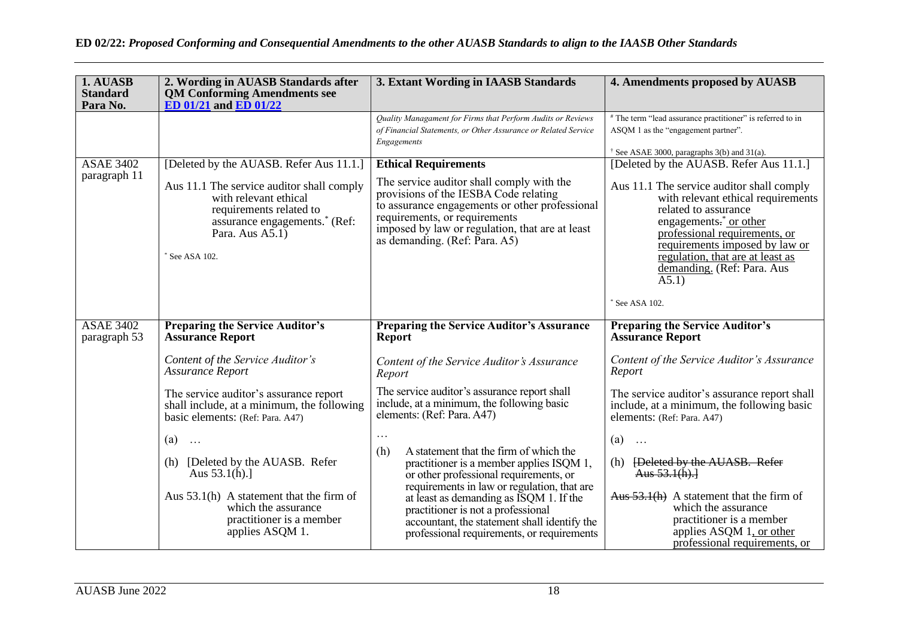| 1. AUASB Standard Para No. | 2. Wording in AUASB Standards after QM Conforming Amendments see ED 01/21 and ED 01/22 | 3. Extant Wording in IAASB Standards | 4. Amendments proposed by AUASB |
|---|---|---|---|
| | | *Quality Managament for Firms that Perform Audits or Reviews of Financial Statements, or Other Assurance or Related Service Engagements* | # The term "lead assurance practitioner" is referred to in ASQM 1 as the "engagement partner".<br><br>† See ASAE 3000, paragraphs 3(b) and 31(a). |
| ASAE 3402 paragraph 11 | [Deleted by the AUASB. Refer Aus 11.1.]<br><br>Aus 11.1 The service auditor shall comply with relevant ethical requirements related to assurance engagements.* (Ref: Para. Aus A5.1)<br><br>* See ASA 102. | **Ethical Requirements**<br><br>The service auditor shall comply with the provisions of the IESBA Code relating to assurance engagements or other professional requirements, or requirements imposed by law or regulation, that are at least as demanding. (Ref: Para. A5) | [Deleted by the AUASB. Refer Aus 11.1.]<br><br>Aus 11.1 The service auditor shall comply with relevant ethical requirements related to assurance engagements.* or other professional requirements, or requirements imposed by law or regulation, that are at least as demanding. (Ref: Para. Aus A5.1)<br><br>* See ASA 102. |
| ASAE 3402 paragraph 53 | **Preparing the Service Auditor's Assurance Report**<br><br>*Content of the Service Auditor's Assurance Report*<br><br>The service auditor's assurance report shall include, at a minimum, the following basic elements: (Ref: Para. A47)<br><br>(a) …<br><br>(h) [Deleted by the AUASB. Refer Aus 53.1(h).]<br><br>Aus 53.1(h) A statement that the firm of which the assurance practitioner is a member applies ASQM 1. | **Preparing the Service Auditor's Assurance Report**<br><br>*Content of the Service Auditor's Assurance Report*<br><br>The service auditor's assurance report shall include, at a minimum, the following basic elements: (Ref: Para. A47)<br><br>…<br><br>(h) A statement that the firm of which the practitioner is a member applies ISQM 1, or other professional requirements, or requirements in law or regulation, that are at least as demanding as ISQM 1. If the practitioner is not a professional accountant, the statement shall identify the professional requirements, or requirements | **Preparing the Service Auditor's Assurance Report**<br><br>*Content of the Service Auditor's Assurance Report*<br><br>The service auditor's assurance report shall include, at a minimum, the following basic elements: (Ref: Para. A47)<br><br>(a) …<br><br>(h) ~~[Deleted by the AUASB. Refer Aus 53.1(h).]~~<br><br>~~Aus 53.1(h)~~ A statement that the firm of which the assurance practitioner is a member applies ASQM 1, or other professional requirements, or |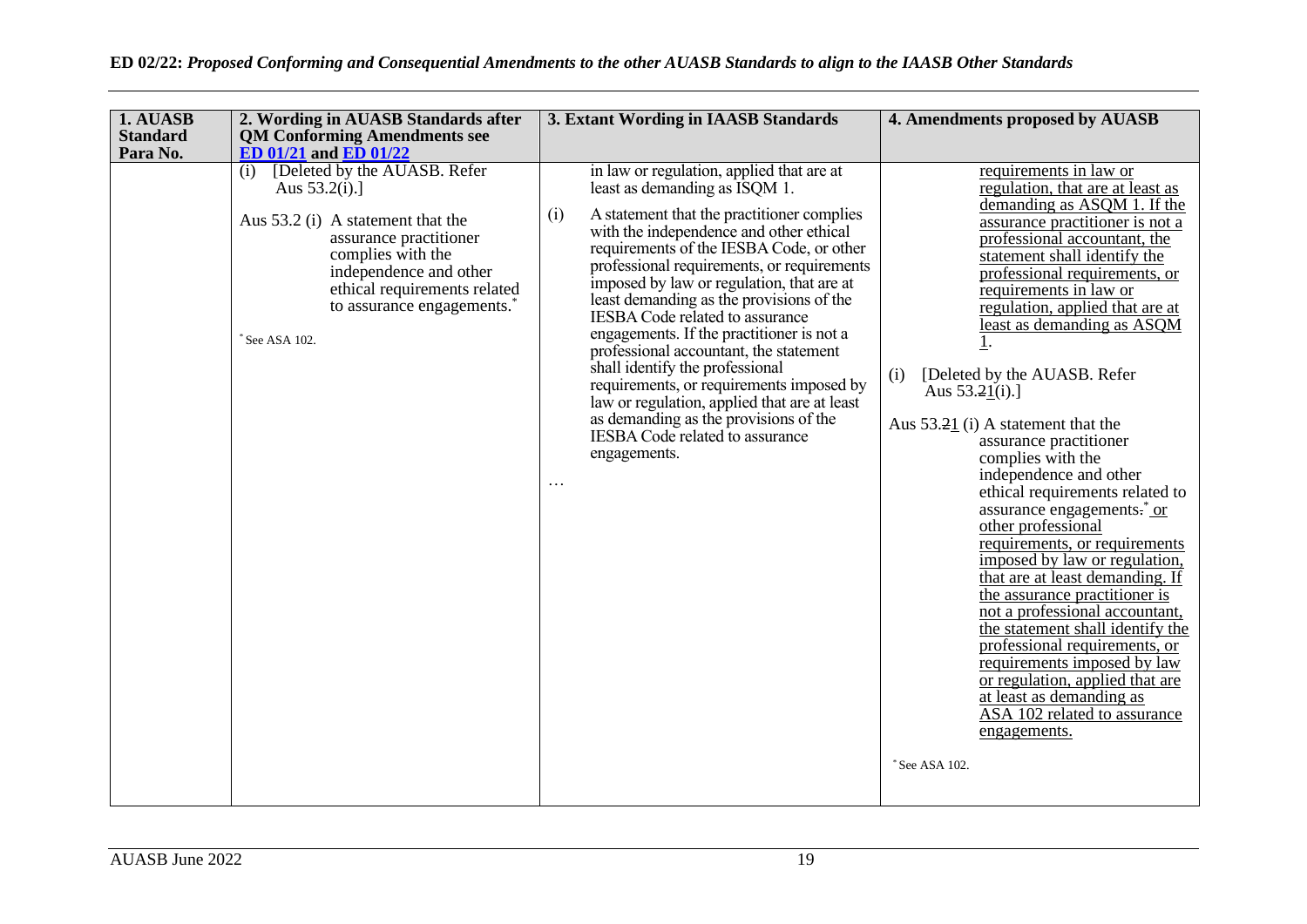| 1. AUASB Standard Para No. | 2. Wording in AUASB Standards after QM Conforming Amendments see ED 01/21 and ED 01/22 | 3. Extant Wording in IAASB Standards | 4. Amendments proposed by AUASB |
|---|---|---|---|
| | (i) [Deleted by the AUASB. Refer Aus 53.2(i).]<br><br>Aus 53.2 (i) A statement that the assurance practitioner complies with the independence and other ethical requirements related to assurance engagements.*<br><br>* See ASA 102. | in law or regulation, applied that are at least as demanding as ISQM 1.<br><br>(i) A statement that the practitioner complies with the independence and other ethical requirements of the IESBA Code, or other professional requirements, or requirements imposed by law or regulation, that are at least demanding as the provisions of the IESBA Code related to assurance engagements. If the practitioner is not a professional accountant, the statement shall identify the professional requirements, or requirements imposed by law or regulation, applied that are at least as demanding as the provisions of the IESBA Code related to assurance engagements.<br><br>… | requirements in law or regulation, that are at least as demanding as ASQM 1. If the assurance practitioner is not a professional accountant, the statement shall identify the professional requirements, or requirements in law or regulation, applied that are at least as demanding as ASQM 1.<br><br>(i) [Deleted by the AUASB. Refer Aus 53.~~2~~1(i).]<br><br>Aus 53.~~2~~1 (i) A statement that the assurance practitioner complies with the independence and other ethical requirements related to assurance engagements~~.~~* or other professional requirements, or requirements imposed by law or regulation, that are at least demanding. If the assurance practitioner is not a professional accountant, the statement shall identify the professional requirements, or requirements imposed by law or regulation, applied that are at least as demanding as ASA 102 related to assurance engagements.<br><br>* See ASA 102. |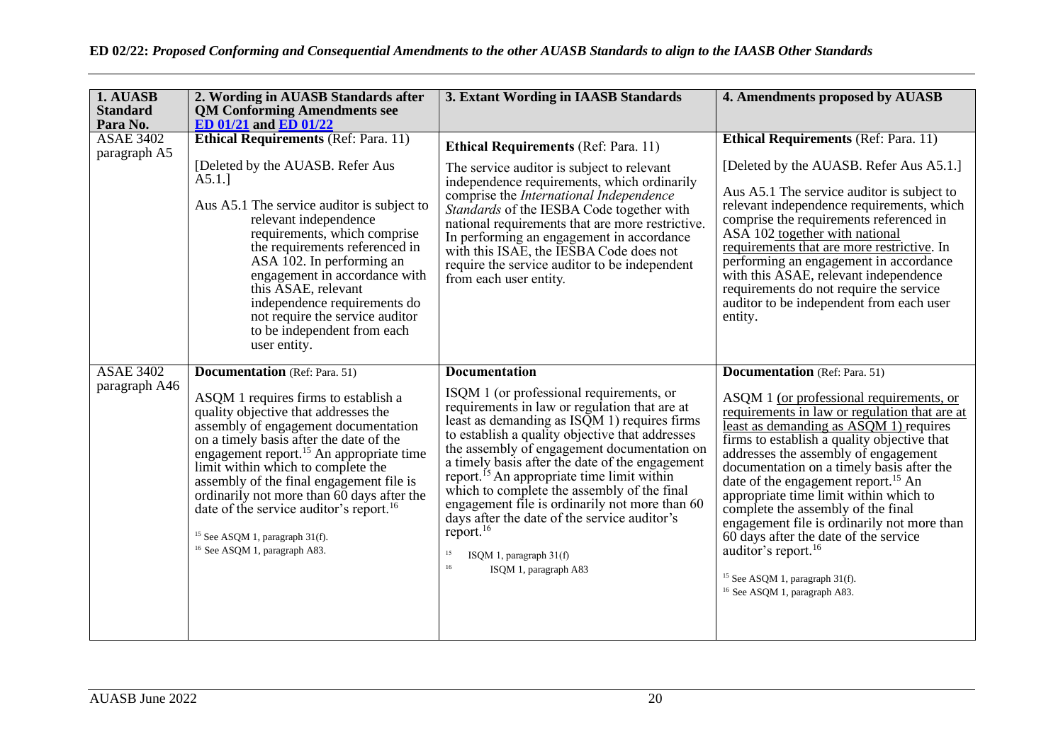| 1. AUASB Standard Para No. | 2. Wording in AUASB Standards after QM Conforming Amendments see ED 01/21 and ED 01/22 | 3. Extant Wording in IAASB Standards | 4. Amendments proposed by AUASB |
|---|---|---|---|
| ASAE 3402 paragraph A5 | **Ethical Requirements** (Ref: Para. 11)<br><br>[Deleted by the AUASB. Refer Aus A5.1.]<br><br>Aus A5.1 The service auditor is subject to relevant independence requirements, which comprise the requirements referenced in ASA 102. In performing an engagement in accordance with this ASAE, relevant independence requirements do not require the service auditor to be independent from each user entity. | **Ethical Requirements** (Ref: Para. 11)<br><br>The service auditor is subject to relevant independence requirements, which ordinarily comprise the *International Independence Standards* of the IESBA Code together with national requirements that are more restrictive. In performing an engagement in accordance with this ISAE, the IESBA Code does not require the service auditor to be independent from each user entity. | **Ethical Requirements** (Ref: Para. 11)<br><br>[Deleted by the AUASB. Refer Aus A5.1.]<br><br>Aus A5.1 The service auditor is subject to relevant independence requirements, which comprise the requirements referenced in ASA 102 together with national requirements that are more restrictive. In performing an engagement in accordance with this ASAE, relevant independence requirements do not require the service auditor to be independent from each user entity. |
| ASAE 3402 paragraph A46 | **Documentation** (Ref: Para. 51)<br><br>ASQM 1 requires firms to establish a quality objective that addresses the assembly of engagement documentation on a timely basis after the date of the engagement report.[15] An appropriate time limit within which to complete the assembly of the final engagement file is ordinarily not more than 60 days after the date of the service auditor's report.[16]<br><br>[15] See ASQM 1, paragraph 31(f).<br>[16] See ASQM 1, paragraph A83. | **Documentation**<br><br>ISQM 1 (or professional requirements, or requirements in law or regulation that are at least as demanding as ISQM 1) requires firms to establish a quality objective that addresses the assembly of engagement documentation on a timely basis after the date of the engagement report.[15] An appropriate time limit within which to complete the assembly of the final engagement file is ordinarily not more than 60 days after the date of the service auditor's report.[16]<br><br>[15] ISQM 1, paragraph 31(f)<br>[16] ISQM 1, paragraph A83 | **Documentation** (Ref: Para. 51)<br><br>ASQM 1 (or professional requirements, or requirements in law or regulation that are at least as demanding as ASQM 1) requires firms to establish a quality objective that addresses the assembly of engagement documentation on a timely basis after the date of the engagement report.[15] An appropriate time limit within which to complete the assembly of the final engagement file is ordinarily not more than 60 days after the date of the service auditor's report.[16]<br><br>[15] See ASQM 1, paragraph 31(f).<br>[16] See ASQM 1, paragraph A83. |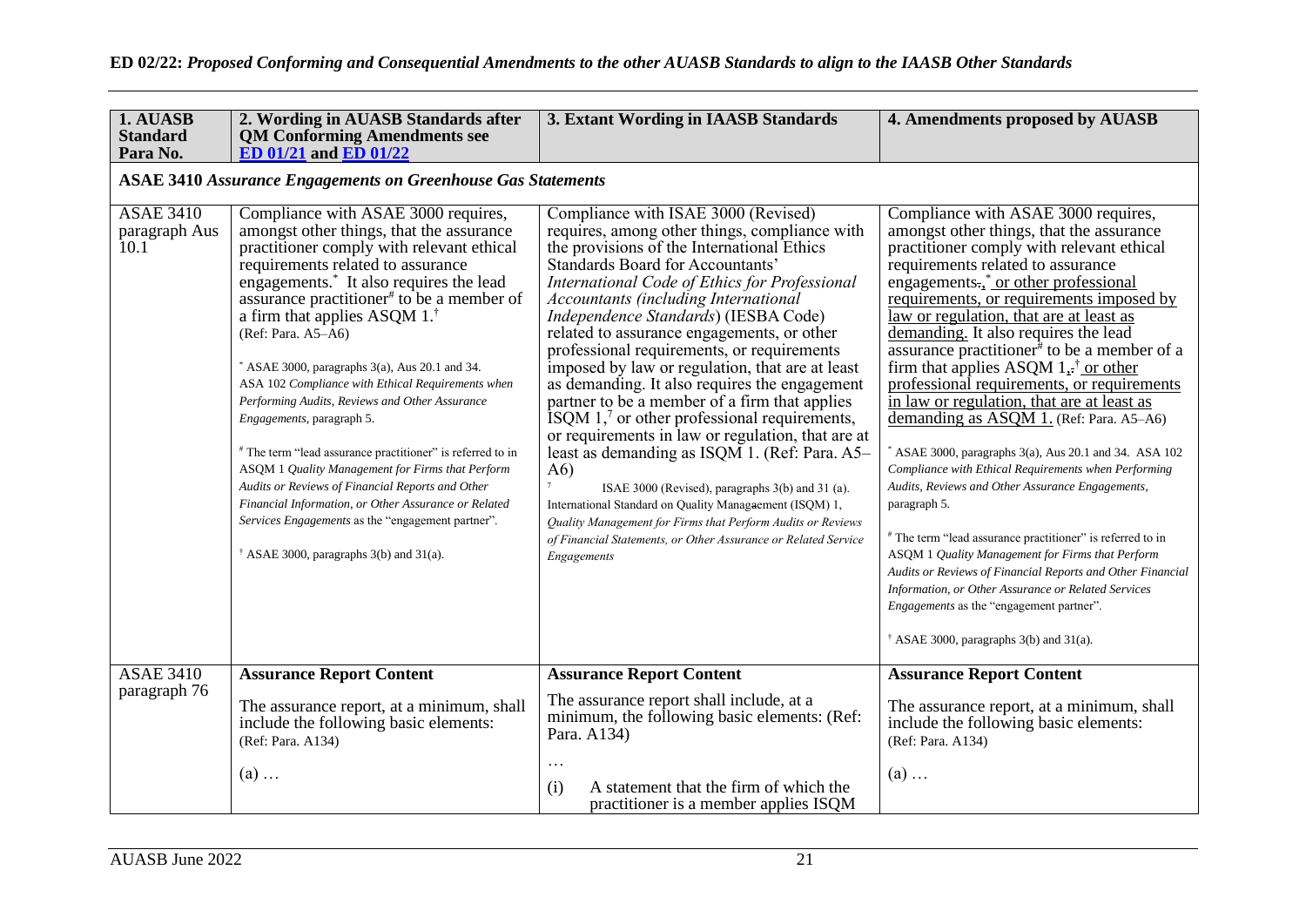| 1. AUASB Standard Para No. | 2. Wording in AUASB Standards after QM Conforming Amendments see ED 01/21 and ED 01/22 | 3. Extant Wording in IAASB Standards | 4. Amendments proposed by AUASB |
|---|---|---|---|
| **ASAE 3410 *Assurance Engagements on Greenhouse Gas Statements*** | | | |
| ASAE 3410 paragraph Aus 10.1 | Compliance with ASAE 3000 requires, amongst other things, that the assurance practitioner comply with relevant ethical requirements related to assurance engagements.[*] It also requires the lead assurance practitioner[#] to be a member of a firm that applies ASQM 1.[†] (Ref: Para. A5–A6)<br><br>[*] ASAE 3000, paragraphs 3(a), Aus 20.1 and 34. ASA 102 *Compliance with Ethical Requirements when Performing Audits, Reviews and Other Assurance Engagements*, paragraph 5.<br><br>[#] The term "lead assurance practitioner" is referred to in ASQM 1 *Quality Management for Firms that Perform Audits or Reviews of Financial Reports and Other Financial Information, or Other Assurance or Related Services Engagements* as the "engagement partner".<br><br>[†] ASAE 3000, paragraphs 3(b) and 31(a). | Compliance with ISAE 3000 (Revised) requires, among other things, compliance with the provisions of the International Ethics Standards Board for Accountants' *International Code of Ethics for Professional Accountants (including International Independence Standards)* (IESBA Code) related to assurance engagements, or other professional requirements, or requirements imposed by law or regulation, that are at least as demanding. It also requires the engagement partner to be a member of a firm that applies ISQM 1,[7] or other professional requirements, or requirements in law or regulation, that are at least as demanding as ISQM 1. (Ref: Para. A5–A6)<br><br>[7] ISAE 3000 (Revised), paragraphs 3(b) and 31 (a). International Standard on Quality Managaement (ISQM) 1, *Quality Management for Firms that Perform Audits or Reviews of Financial Statements, or Other Assurance or Related Service Engagements* | Compliance with ASAE 3000 requires, amongst other things, that the assurance practitioner comply with relevant ethical requirements related to assurance engagements~~.~~,[*] or other professional requirements, or requirements imposed by law or regulation, that are at least as demanding. It also requires the lead assurance practitioner[#] to be a member of a firm that applies ASQM 1,~~.~~[†] or other professional requirements, or requirements in law or regulation, that are at least as demanding as ASQM 1. (Ref: Para. A5–A6)<br><br>[*] ASAE 3000, paragraphs 3(a), Aus 20.1 and 34. ASA 102 *Compliance with Ethical Requirements when Performing Audits, Reviews and Other Assurance Engagements*, paragraph 5.<br><br>[#] The term "lead assurance practitioner" is referred to in ASQM 1 *Quality Management for Firms that Perform Audits or Reviews of Financial Reports and Other Financial Information, or Other Assurance or Related Services Engagements* as the "engagement partner".<br><br>[†] ASAE 3000, paragraphs 3(b) and 31(a). |
| ASAE 3410 paragraph 76 | **Assurance Report Content**<br><br>The assurance report, at a minimum, shall include the following basic elements: (Ref: Para. A134)<br><br>(a) … | **Assurance Report Content**<br><br>The assurance report shall include, at a minimum, the following basic elements: (Ref: Para. A134)<br><br>…<br><br>(i) A statement that the firm of which the practitioner is a member applies ISQM | **Assurance Report Content**<br><br>The assurance report, at a minimum, shall include the following basic elements: (Ref: Para. A134)<br><br>(a) … |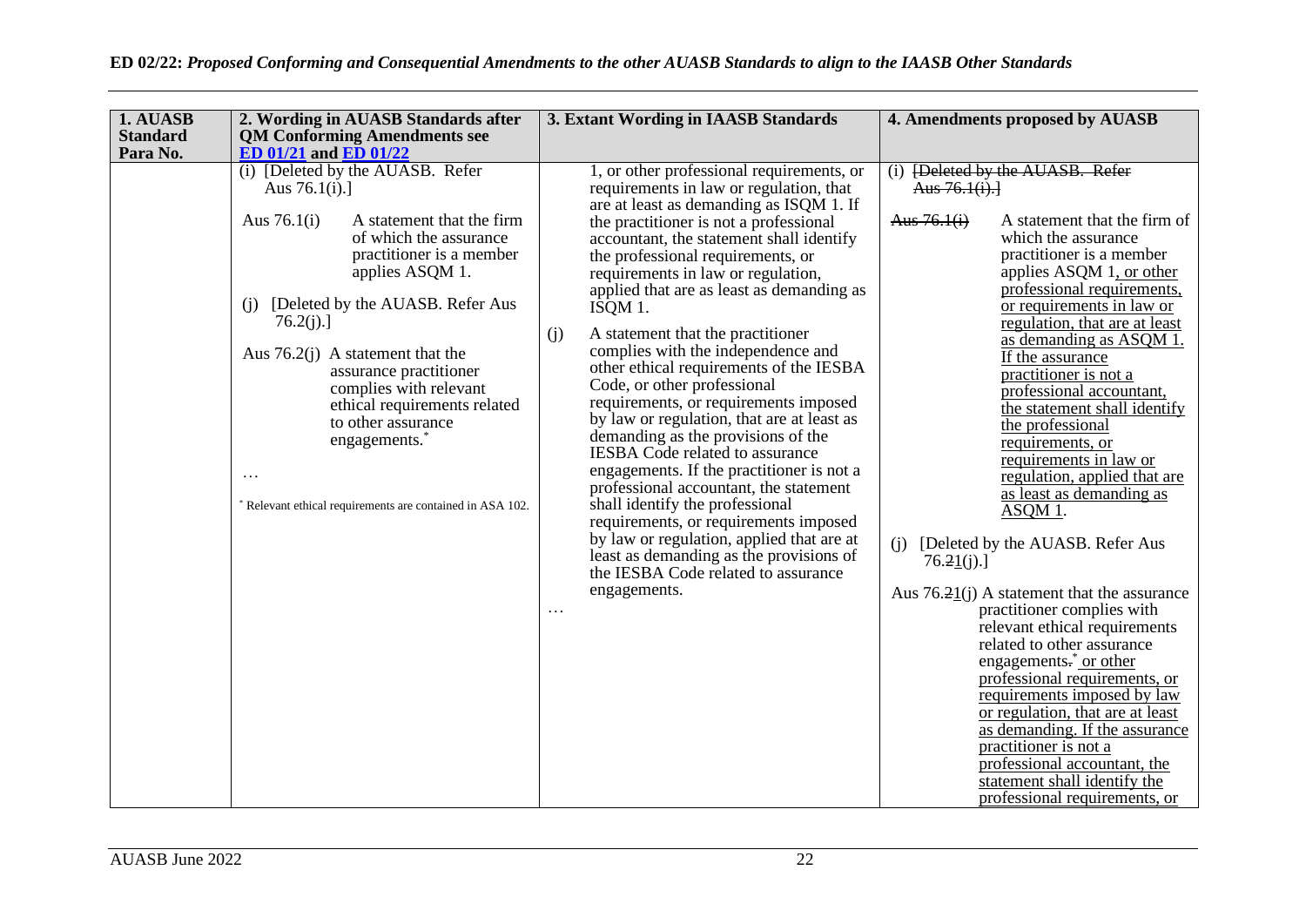| 1. AUASB Standard Para No. | 2. Wording in AUASB Standards after QM Conforming Amendments see ED 01/21 and ED 01/22 | 3. Extant Wording in IAASB Standards | 4. Amendments proposed by AUASB |
|---|---|---|---|
| | (i) [Deleted by the AUASB. Refer Aus 76.1(i).]<br><br>Aus 76.1(i) A statement that the firm of which the assurance practitioner is a member applies ASQM 1.<br><br>(j) [Deleted by the AUASB. Refer Aus 76.2(j).]<br><br>Aus 76.2(j) A statement that the assurance practitioner complies with relevant ethical requirements related to other assurance engagements.*<br><br>…<br><br>* Relevant ethical requirements are contained in ASA 102. | 1, or other professional requirements, or requirements in law or regulation, that are at least as demanding as ISQM 1. If the practitioner is not a professional accountant, the statement shall identify the professional requirements, or requirements in law or regulation, applied that are as least as demanding as ISQM 1.<br><br>(j) A statement that the practitioner complies with the independence and other ethical requirements of the IESBA Code, or other professional requirements, or requirements imposed by law or regulation, that are at least as demanding as the provisions of the IESBA Code related to assurance engagements. If the practitioner is not a professional accountant, the statement shall identify the professional requirements, or requirements imposed by law or regulation, applied that are at least as demanding as the provisions of the IESBA Code related to assurance engagements.<br><br>… | (i) ~~[Deleted by the AUASB. Refer Aus 76.1(i).]~~<br><br>~~Aus 76.1(i)~~ A statement that the firm of which the assurance practitioner is a member applies ASQM 1<u>, or other professional requirements, or requirements in law or regulation, that are at least as demanding as ASQM 1. If the assurance practitioner is not a professional accountant, the statement shall identify the professional requirements, or requirements in law or regulation, applied that are as least as demanding as ASQM 1</u>.<br><br>(j) [Deleted by the AUASB. Refer Aus 76.~~2~~<u>1</u>(j).]<br><br>Aus 76.~~2~~<u>1</u>(j) A statement that the assurance practitioner complies with relevant ethical requirements related to other assurance engagements~~.~~* <u>or other professional requirements, or requirements imposed by law or regulation, that are at least as demanding. If the assurance practitioner is not a professional accountant, the statement shall identify the professional requirements, or</u> |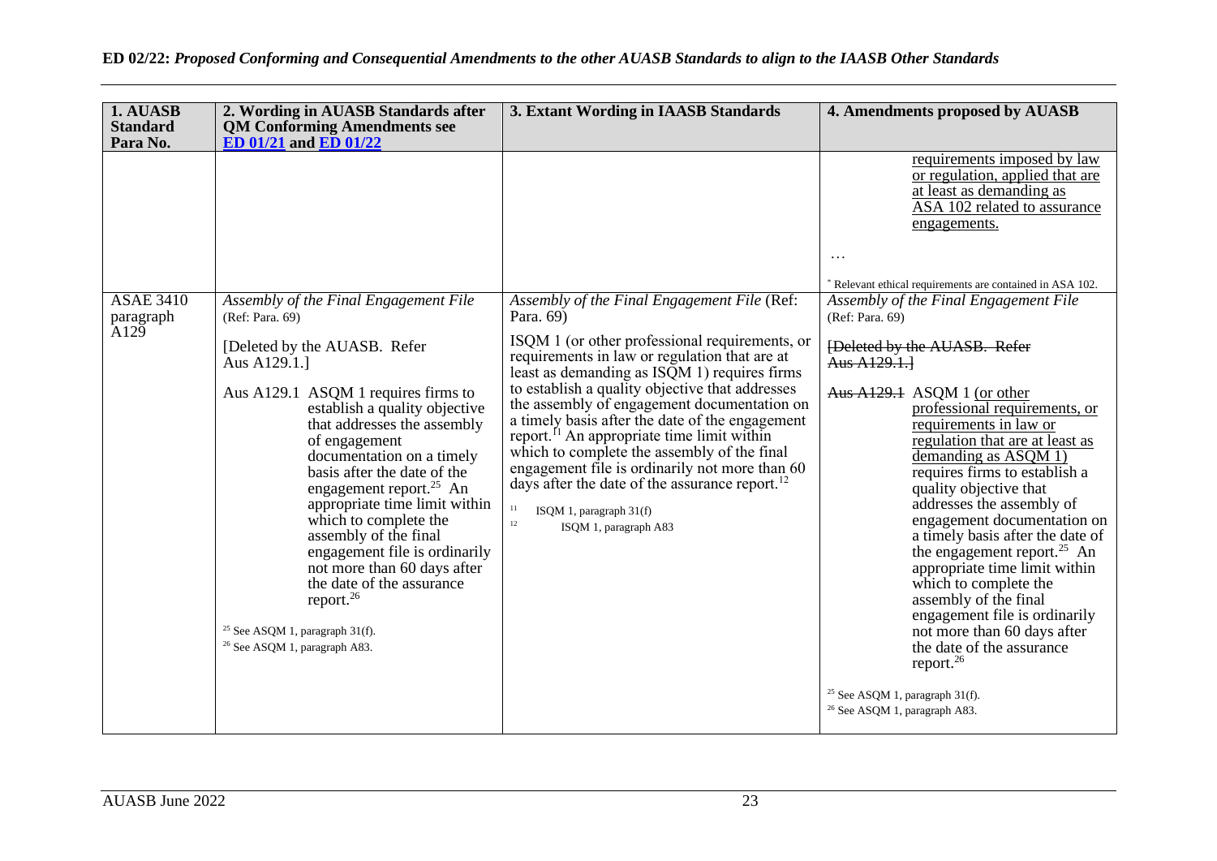| 1. AUASB Standard Para No. | 2. Wording in AUASB Standards after QM Conforming Amendments see ED 01/21 and ED 01/22 | 3. Extant Wording in IAASB Standards | 4. Amendments proposed by AUASB |
|---|---|---|---|
| | | | requirements imposed by law or regulation, applied that are at least as demanding as ASA 102 related to assurance engagements.<br><br>…<br><br>* Relevant ethical requirements are contained in ASA 102. |
| ASAE 3410 paragraph A129 | *Assembly of the Final Engagement File* (Ref: Para. 69)<br><br>[Deleted by the AUASB. Refer Aus A129.1.]<br><br>Aus A129.1 ASQM 1 requires firms to establish a quality objective that addresses the assembly of engagement documentation on a timely basis after the date of the engagement report.[25] An appropriate time limit within which to complete the assembly of the final engagement file is ordinarily not more than 60 days after the date of the assurance report.[26]<br><br>[25] See ASQM 1, paragraph 31(f).<br>[26] See ASQM 1, paragraph A83. | *Assembly of the Final Engagement File* (Ref: Para. 69)<br><br>ISQM 1 (or other professional requirements, or requirements in law or regulation that are at least as demanding as ISQM 1) requires firms to establish a quality objective that addresses the assembly of engagement documentation on a timely basis after the date of the engagement report.[11] An appropriate time limit within which to complete the assembly of the final engagement file is ordinarily not more than 60 days after the date of the assurance report.[12]<br><br>[11] ISQM 1, paragraph 31(f)<br>[12] ISQM 1, paragraph A83 | *Assembly of the Final Engagement File* (Ref: Para. 69)<br><br>~~[Deleted by the AUASB. Refer Aus A129.1.]~~<br><br>~~Aus A129.1~~ ASQM 1 (or other professional requirements, or requirements in law or regulation that are at least as demanding as ASQM 1) requires firms to establish a quality objective that addresses the assembly of engagement documentation on a timely basis after the date of the engagement report.[25] An appropriate time limit within which to complete the assembly of the final engagement file is ordinarily not more than 60 days after the date of the assurance report.[26]<br><br>[25] See ASQM 1, paragraph 31(f).<br>[26] See ASQM 1, paragraph A83. |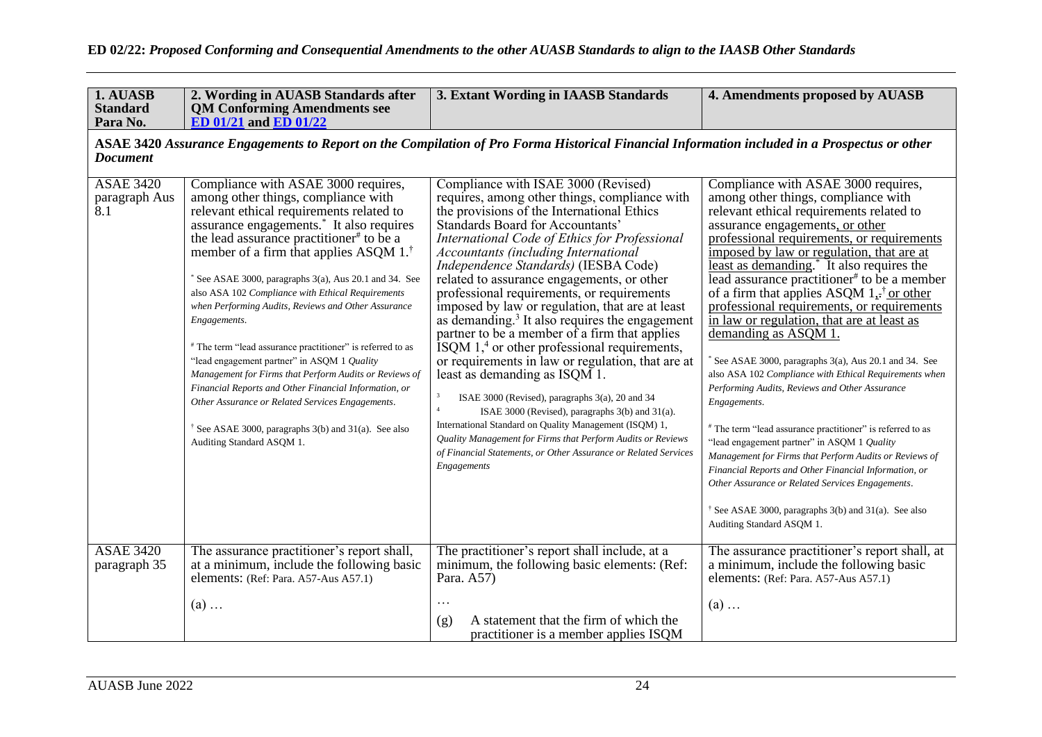| 1. AUASB Standard Para No. | 2. Wording in AUASB Standards after QM Conforming Amendments see ED 01/21 and ED 01/22 | 3. Extant Wording in IAASB Standards | 4. Amendments proposed by AUASB |
|---|---|---|---|
| **ASAE 3420** ***Assurance Engagements to Report on the Compilation of Pro Forma Historical Financial Information included in a Prospectus or other Document*** | | | |
| ASAE 3420 paragraph Aus 8.1 | Compliance with ASAE 3000 requires, among other things, compliance with relevant ethical requirements related to assurance engagements.* It also requires the lead assurance practitioner# to be a member of a firm that applies ASQM 1.†<br><br>* See ASAE 3000, paragraphs 3(a), Aus 20.1 and 34. See also ASA 102 *Compliance with Ethical Requirements when Performing Audits, Reviews and Other Assurance Engagements*.<br><br># The term "lead assurance practitioner" is referred to as "lead engagement partner" in ASQM 1 *Quality Management for Firms that Perform Audits or Reviews of Financial Reports and Other Financial Information, or Other Assurance or Related Services Engagements*.<br><br>† See ASAE 3000, paragraphs 3(b) and 31(a). See also Auditing Standard ASQM 1. | Compliance with ISAE 3000 (Revised) requires, among other things, compliance with the provisions of the International Ethics Standards Board for Accountants' *International Code of Ethics for Professional Accountants (including International Independence Standards)* (IESBA Code) related to assurance engagements, or other professional requirements, or requirements imposed by law or regulation, that are at least as demanding.[3] It also requires the engagement partner to be a member of a firm that applies ISQM 1,[4] or other professional requirements, or requirements in law or regulation, that are at least as demanding as ISQM 1.<br><br>[3] ISAE 3000 (Revised), paragraphs 3(a), 20 and 34<br>[4] ISAE 3000 (Revised), paragraphs 3(b) and 31(a). International Standard on Quality Management (ISQM) 1, *Quality Management for Firms that Perform Audits or Reviews of Financial Statements, or Other Assurance or Related Services Engagements* | Compliance with ASAE 3000 requires, among other things, compliance with relevant ethical requirements related to assurance engagements, or other professional requirements, or requirements imposed by law or regulation, that are at least as demanding.* It also requires the lead assurance practitioner# to be a member of a firm that applies ASQM 1,.† or other professional requirements, or requirements in law or regulation, that are at least as demanding as ASQM 1.<br><br>* See ASAE 3000, paragraphs 3(a), Aus 20.1 and 34. See also ASA 102 *Compliance with Ethical Requirements when Performing Audits, Reviews and Other Assurance Engagements*.<br><br># The term "lead assurance practitioner" is referred to as "lead engagement partner" in ASQM 1 *Quality Management for Firms that Perform Audits or Reviews of Financial Reports and Other Financial Information, or Other Assurance or Related Services Engagements*.<br><br>† See ASAE 3000, paragraphs 3(b) and 31(a). See also Auditing Standard ASQM 1. |
| ASAE 3420 paragraph 35 | The assurance practitioner's report shall, at a minimum, include the following basic elements: (Ref: Para. A57-Aus A57.1)<br><br>(a) … | The practitioner's report shall include, at a minimum, the following basic elements: (Ref: Para. A57)<br><br>…<br><br>(g) A statement that the firm of which the practitioner is a member applies ISQM | The assurance practitioner's report shall, at a minimum, include the following basic elements: (Ref: Para. A57-Aus A57.1)<br><br>(a) … |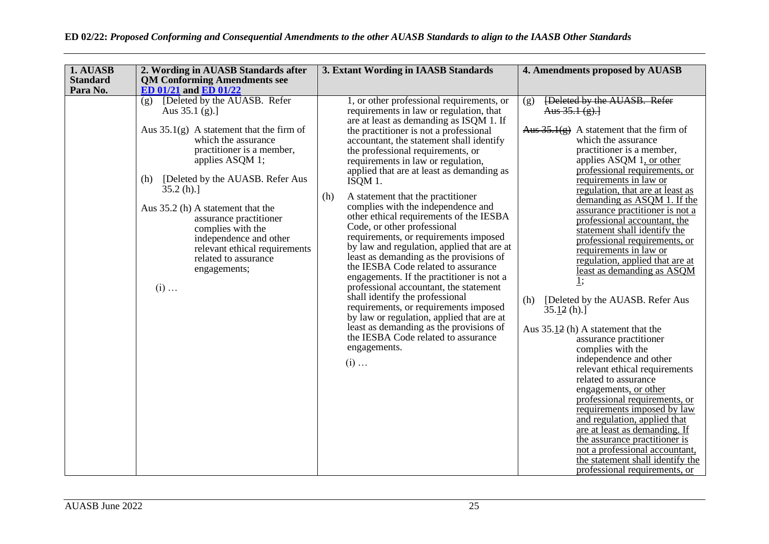| 1. AUASB Standard Para No. | 2. Wording in AUASB Standards after QM Conforming Amendments see ED 01/21 and ED 01/22 | 3. Extant Wording in IAASB Standards | 4. Amendments proposed by AUASB |
|---|---|---|---|
| | (g) [Deleted by the AUASB. Refer Aus 35.1 (g).]<br><br>Aus 35.1(g) A statement that the firm of which the assurance practitioner is a member, applies ASQM 1;<br><br>(h) [Deleted by the AUASB. Refer Aus 35.2 (h).]<br><br>Aus 35.2 (h) A statement that the assurance practitioner complies with the independence and other relevant ethical requirements related to assurance engagements;<br><br>(i) … | 1, or other professional requirements, or requirements in law or regulation, that are at least as demanding as ISQM 1. If the practitioner is not a professional accountant, the statement shall identify the professional requirements, or requirements in law or regulation, applied that are at least as demanding as ISQM 1.<br><br>(h) A statement that the practitioner complies with the independence and other ethical requirements of the IESBA Code, or other professional requirements, or requirements imposed by law and regulation, applied that are at least as demanding as the provisions of the IESBA Code related to assurance engagements. If the practitioner is not a professional accountant, the statement shall identify the professional requirements, or requirements imposed by law or regulation, applied that are at least as demanding as the provisions of the IESBA Code related to assurance engagements.<br><br>(i) … | (g) ~~[Deleted by the AUASB. Refer Aus 35.1 (g).]~~<br><br>~~Aus 35.1(g)~~ A statement that the firm of which the assurance practitioner is a member, applies ASQM 1, or other professional requirements, or requirements in law or regulation, that are at least as demanding as ASQM 1. If the assurance practitioner is not a professional accountant, the statement shall identify the professional requirements, or requirements in law or regulation, applied that are at least as demanding as ASQM 1;<br><br>(h) [Deleted by the AUASB. Refer Aus 35.1~~2~~ (h).]<br><br>Aus 35.1~~2~~ (h) A statement that the assurance practitioner complies with the independence and other relevant ethical requirements related to assurance engagements, or other professional requirements, or requirements imposed by law and regulation, applied that are at least as demanding. If the assurance practitioner is not a professional accountant, the statement shall identify the professional requirements, or |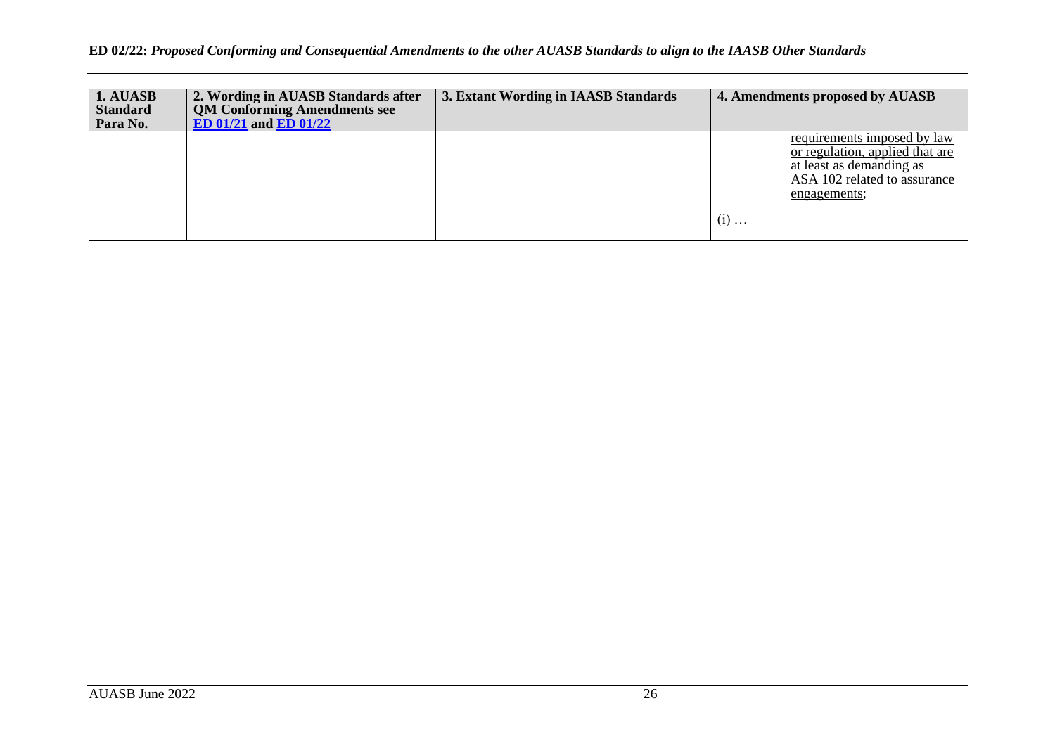| 1. AUASB Standard Para No. | 2. Wording in AUASB Standards after QM Conforming Amendments see ED 01/21 and ED 01/22 | 3. Extant Wording in IAASB Standards | 4. Amendments proposed by AUASB |
|---|---|---|---|
| | | | <u>requirements imposed by law or regulation, applied that are at least as demanding as ASA 102 related to assurance engagements;</u><br><br>(i) … |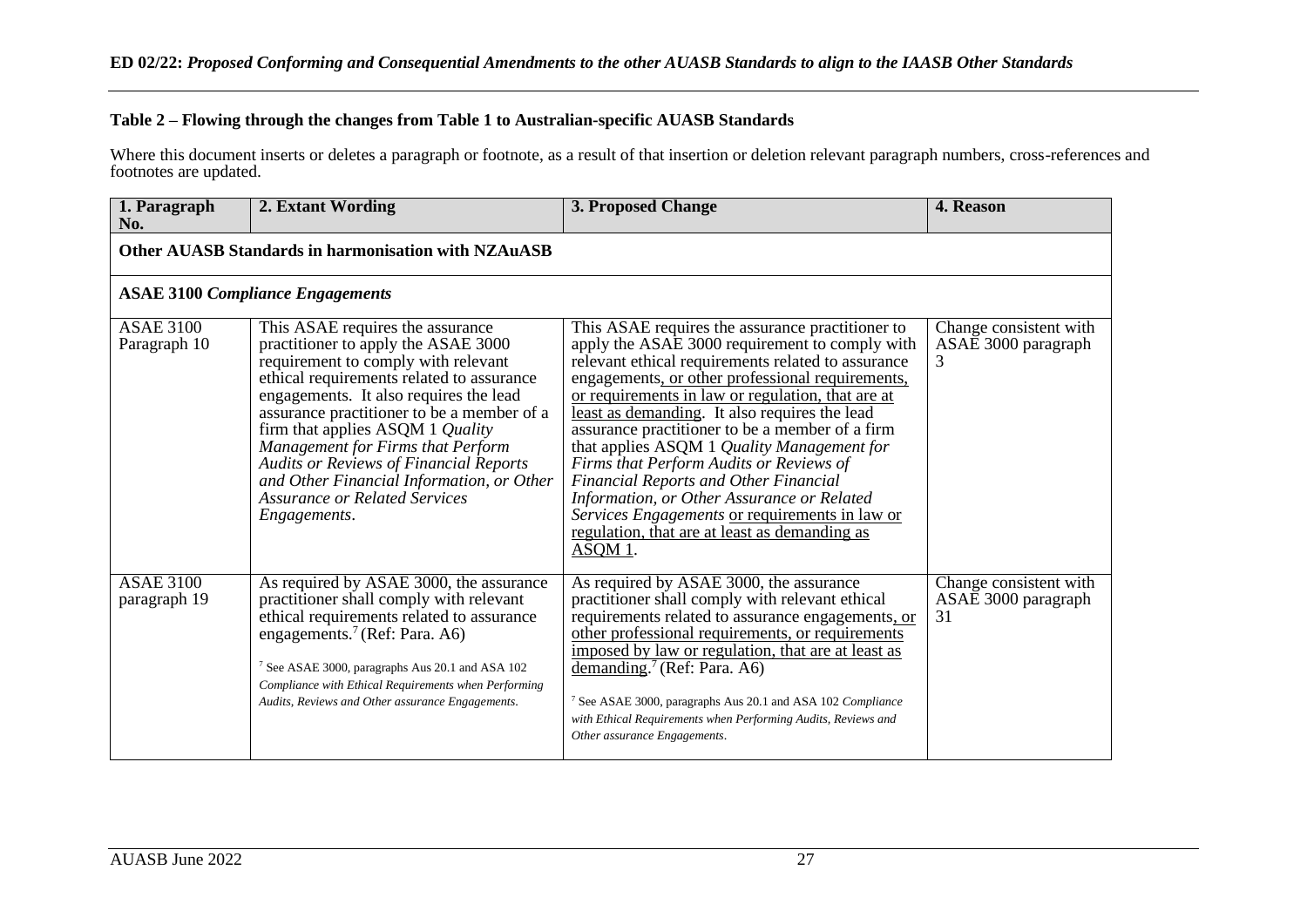### Table 2 – Flowing through the changes from Table 1 to Australian-specific AUASB Standards

Where this document inserts or deletes a paragraph or footnote, as a result of that insertion or deletion relevant paragraph numbers, cross-references and footnotes are updated.

| 1. Paragraph No. | 2. Extant Wording | 3. Proposed Change | 4. Reason |
|---|---|---|---|
| **Other AUASB Standards in harmonisation with NZAuASB** | | | |
| **ASAE 3100 *Compliance Engagements*** | | | |
| ASAE 3100 Paragraph 10 | This ASAE requires the assurance practitioner to apply the ASAE 3000 requirement to comply with relevant ethical requirements related to assurance engagements. It also requires the lead assurance practitioner to be a member of a firm that applies ASQM 1 *Quality Management for Firms that Perform Audits or Reviews of Financial Reports and Other Financial Information, or Other Assurance or Related Services Engagements*. | This ASAE requires the assurance practitioner to apply the ASAE 3000 requirement to comply with relevant ethical requirements related to assurance engagements, or other professional requirements, or requirements in law or regulation, that are at least as demanding. It also requires the lead assurance practitioner to be a member of a firm that applies ASQM 1 *Quality Management for Firms that Perform Audits or Reviews of Financial Reports and Other Financial Information, or Other Assurance or Related Services Engagements* or requirements in law or regulation, that are at least as demanding as ASQM 1. | Change consistent with ASAE 3000 paragraph 3 |
| ASAE 3100 paragraph 19 | As required by ASAE 3000, the assurance practitioner shall comply with relevant ethical requirements related to assurance engagements.[7] (Ref: Para. A6)<br><br>[7] See ASAE 3000, paragraphs Aus 20.1 and ASA 102 *Compliance with Ethical Requirements when Performing Audits, Reviews and Other assurance Engagements*. | As required by ASAE 3000, the assurance practitioner shall comply with relevant ethical requirements related to assurance engagements, or other professional requirements, or requirements imposed by law or regulation, that are at least as demanding.[7] (Ref: Para. A6)<br><br>[7] See ASAE 3000, paragraphs Aus 20.1 and ASA 102 *Compliance with Ethical Requirements when Performing Audits, Reviews and Other assurance Engagements*. | Change consistent with ASAE 3000 paragraph 31 |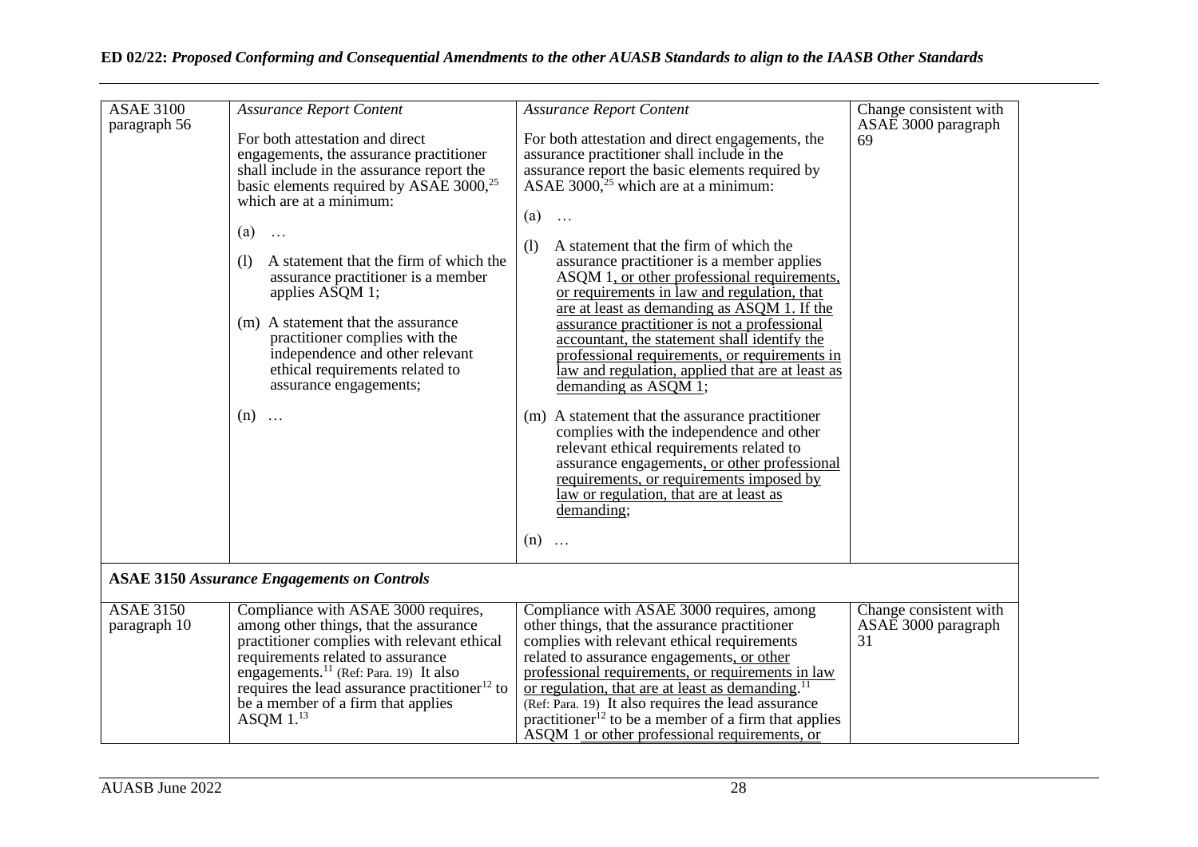| | | | |
|---|---|---|---|
| ASAE 3100 paragraph 56 | *Assurance Report Content*<br><br>For both attestation and direct engagements, the assurance practitioner shall include in the assurance report the basic elements required by ASAE 3000,[25] which are at a minimum:<br><br>(a) …<br><br>(l) A statement that the firm of which the assurance practitioner is a member applies ASQM 1;<br><br>(m) A statement that the assurance practitioner complies with the independence and other relevant ethical requirements related to assurance engagements;<br><br>(n) … | *Assurance Report Content*<br><br>For both attestation and direct engagements, the assurance practitioner shall include in the assurance report the basic elements required by ASAE 3000,[25] which are at a minimum:<br><br>(a) …<br><br>(l) A statement that the firm of which the assurance practitioner is a member applies ASQM 1, or other professional requirements, or requirements in law and regulation, that are at least as demanding as ASQM 1. If the assurance practitioner is not a professional accountant, the statement shall identify the professional requirements, or requirements in law and regulation, applied that are at least as demanding as ASQM 1;<br><br>(m) A statement that the assurance practitioner complies with the independence and other relevant ethical requirements related to assurance engagements, or other professional requirements, or requirements imposed by law or regulation, that are at least as demanding;<br><br>(n) … | Change consistent with ASAE 3000 paragraph 69 |
| **ASAE 3150 *Assurance Engagements on Controls*** | | | |
| ASAE 3150 paragraph 10 | Compliance with ASAE 3000 requires, among other things, that the assurance practitioner complies with relevant ethical requirements related to assurance engagements.[11] (Ref: Para. 19) It also requires the lead assurance practitioner[12] to be a member of a firm that applies ASQM 1.[13] | Compliance with ASAE 3000 requires, among other things, that the assurance practitioner complies with relevant ethical requirements related to assurance engagements, or other professional requirements, or requirements in law or regulation, that are at least as demanding.[11] (Ref: Para. 19) It also requires the lead assurance practitioner[12] to be a member of a firm that applies ASQM 1 or other professional requirements, or | Change consistent with ASAE 3000 paragraph 31 |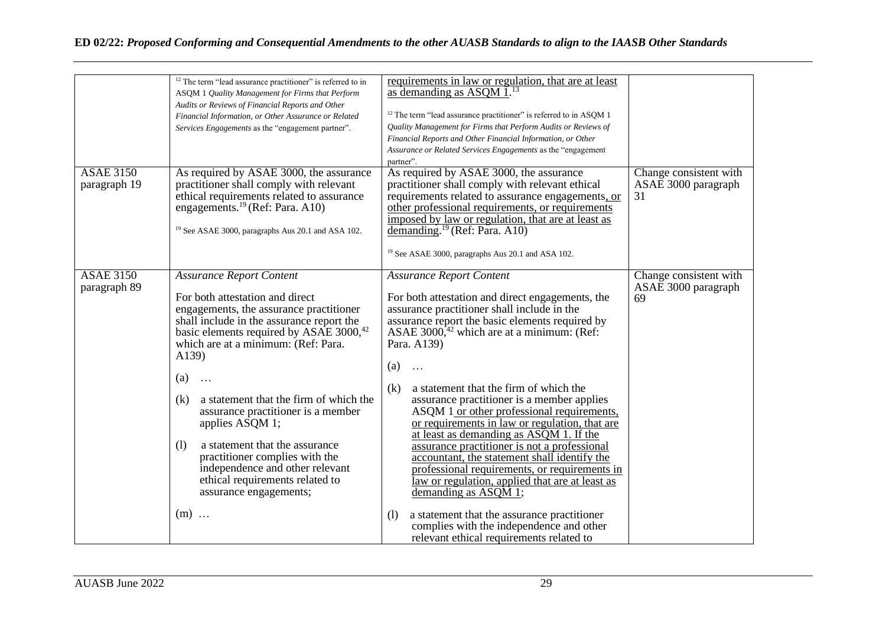| | | | |
|---|---|---|---|
| | [12] The term "lead assurance practitioner" is referred to in ASQM 1 *Quality Management for Firms that Perform Audits or Reviews of Financial Reports and Other Financial Information, or Other Assurance or Related Services Engagements* as the "engagement partner". | requirements in law or regulation, that are at least as demanding as ASQM 1.[13]<br><br>[12] The term "lead assurance practitioner" is referred to in ASQM 1 *Quality Management for Firms that Perform Audits or Reviews of Financial Reports and Other Financial Information, or Other Assurance or Related Services Engagements* as the "engagement partner". | |
| ASAE 3150 paragraph 19 | As required by ASAE 3000, the assurance practitioner shall comply with relevant ethical requirements related to assurance engagements.[19] (Ref: Para. A10)<br><br>[19] See ASAE 3000, paragraphs Aus 20.1 and ASA 102. | As required by ASAE 3000, the assurance practitioner shall comply with relevant ethical requirements related to assurance engagements, or other professional requirements, or requirements imposed by law or regulation, that are at least as demanding.[19] (Ref: Para. A10)<br><br>[19] See ASAE 3000, paragraphs Aus 20.1 and ASA 102. | Change consistent with ASAE 3000 paragraph 31 |
| ASAE 3150 paragraph 89 | *Assurance Report Content*<br><br>For both attestation and direct engagements, the assurance practitioner shall include in the assurance report the basic elements required by ASAE 3000,[42] which are at a minimum: (Ref: Para. A139)<br><br>(a) …<br><br>(k) a statement that the firm of which the assurance practitioner is a member applies ASQM 1;<br><br>(l) a statement that the assurance practitioner complies with the independence and other relevant ethical requirements related to assurance engagements;<br><br>(m) … | *Assurance Report Content*<br><br>For both attestation and direct engagements, the assurance practitioner shall include in the assurance report the basic elements required by ASAE 3000,[42] which are at a minimum: (Ref: Para. A139)<br><br>(a) …<br><br>(k) a statement that the firm of which the assurance practitioner is a member applies ASQM 1 or other professional requirements, or requirements in law or regulation, that are at least as demanding as ASQM 1. If the assurance practitioner is not a professional accountant, the statement shall identify the professional requirements, or requirements in law or regulation, applied that are at least as demanding as ASQM 1;<br><br>(l) a statement that the assurance practitioner complies with the independence and other relevant ethical requirements related to | Change consistent with ASAE 3000 paragraph 69 |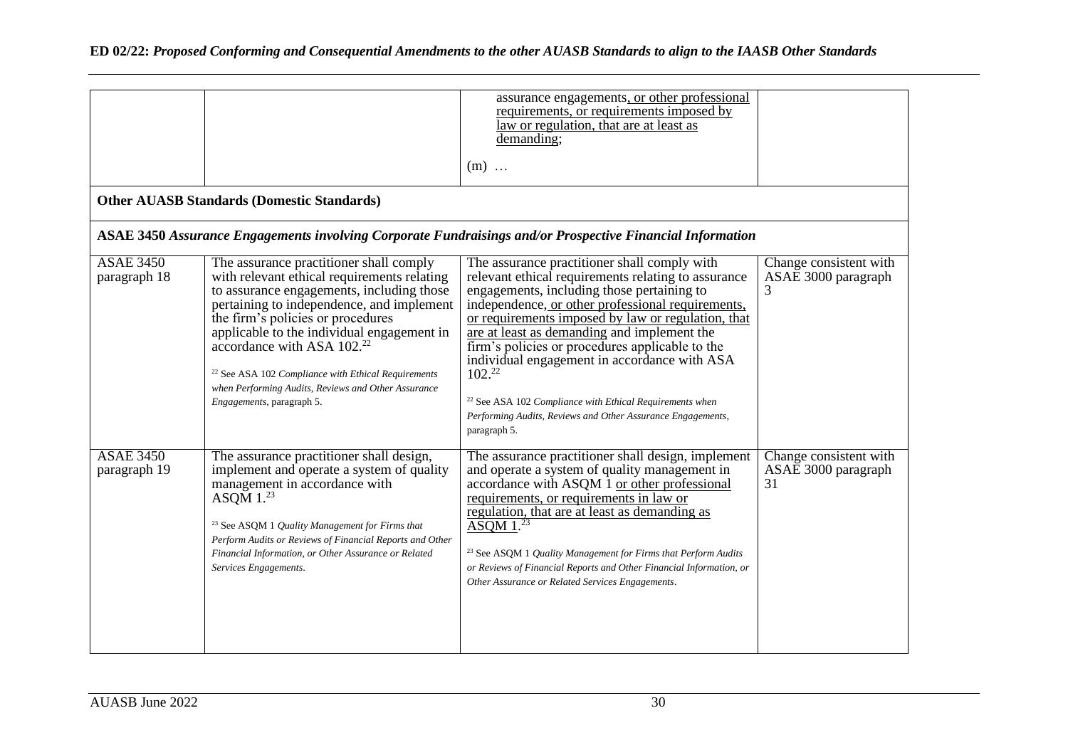| | | | |
|---|---|---|---|
| | | assurance engagements<u>, or other professional requirements, or requirements imposed by law or regulation, that are at least as demanding</u>;<br><br>(m) … | |
| **Other AUASB Standards (Domestic Standards)** | | | |
| **ASAE 3450** ***Assurance Engagements involving Corporate Fundraisings and/or Prospective Financial Information*** | | | |
| ASAE 3450 paragraph 18 | The assurance practitioner shall comply with relevant ethical requirements relating to assurance engagements, including those pertaining to independence, and implement the firm's policies or procedures applicable to the individual engagement in accordance with ASA 102.[22]<br><br>[22] See ASA 102 *Compliance with Ethical Requirements when Performing Audits, Reviews and Other Assurance Engagements*, paragraph 5. | The assurance practitioner shall comply with relevant ethical requirements relating to assurance engagements, including those pertaining to independence<u>, or other professional requirements, or requirements imposed by law or regulation, that are at least as demanding</u> and implement the firm's policies or procedures applicable to the individual engagement in accordance with ASA 102.[22]<br><br>[22] See ASA 102 *Compliance with Ethical Requirements when Performing Audits, Reviews and Other Assurance Engagements*, paragraph 5. | Change consistent with ASAE 3000 paragraph 3 |
| ASAE 3450 paragraph 19 | The assurance practitioner shall design, implement and operate a system of quality management in accordance with ASQM 1.[23]<br><br>[23] See ASQM 1 *Quality Management for Firms that Perform Audits or Reviews of Financial Reports and Other Financial Information, or Other Assurance or Related Services Engagements*. | The assurance practitioner shall design, implement and operate a system of quality management in accordance with ASQM 1 <u>or other professional requirements, or requirements in law or regulation, that are at least as demanding as ASQM 1</u>.[23]<br><br>[23] See ASQM 1 *Quality Management for Firms that Perform Audits or Reviews of Financial Reports and Other Financial Information, or Other Assurance or Related Services Engagements*. | Change consistent with ASAE 3000 paragraph 31 |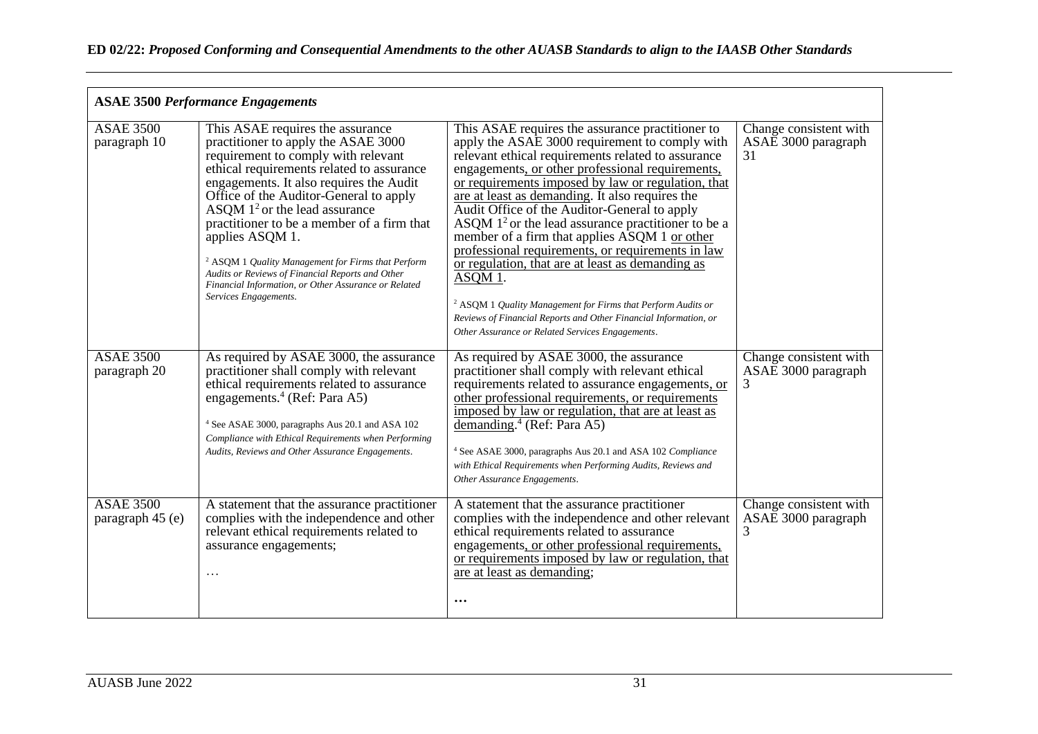| **ASAE 3500 *Performance Engagements*** | | | |
|---|---|---|---|
| ASAE 3500 paragraph 10 | This ASAE requires the assurance practitioner to apply the ASAE 3000 requirement to comply with relevant ethical requirements related to assurance engagements. It also requires the Audit Office of the Auditor-General to apply ASQM 1[2] or the lead assurance practitioner to be a member of a firm that applies ASQM 1.<br><br>[2] ASQM 1 *Quality Management for Firms that Perform Audits or Reviews of Financial Reports and Other Financial Information, or Other Assurance or Related Services Engagements.* | This ASAE requires the assurance practitioner to apply the ASAE 3000 requirement to comply with relevant ethical requirements related to assurance engagements<u>, or other professional requirements, or requirements imposed by law or regulation, that are at least as demanding</u>. It also requires the Audit Office of the Auditor-General to apply ASQM 1[2] or the lead assurance practitioner to be a member of a firm that applies ASQM 1 <u>or other professional requirements, or requirements in law or regulation, that are at least as demanding as ASQM 1</u>.<br><br>[2] ASQM 1 *Quality Management for Firms that Perform Audits or Reviews of Financial Reports and Other Financial Information, or Other Assurance or Related Services Engagements*. | Change consistent with ASAE 3000 paragraph 31 |
| ASAE 3500 paragraph 20 | As required by ASAE 3000, the assurance practitioner shall comply with relevant ethical requirements related to assurance engagements.[4] (Ref: Para A5)<br><br>[4] See ASAE 3000, paragraphs Aus 20.1 and ASA 102 *Compliance with Ethical Requirements when Performing Audits, Reviews and Other Assurance Engagements*. | As required by ASAE 3000, the assurance practitioner shall comply with relevant ethical requirements related to assurance engagements<u>, or other professional requirements, or requirements imposed by law or regulation, that are at least as demanding</u>.[4] (Ref: Para A5)<br><br>[4] See ASAE 3000, paragraphs Aus 20.1 and ASA 102 *Compliance with Ethical Requirements when Performing Audits, Reviews and Other Assurance Engagements*. | Change consistent with ASAE 3000 paragraph 3 |
| ASAE 3500 paragraph 45 (e) | A statement that the assurance practitioner complies with the independence and other relevant ethical requirements related to assurance engagements;<br><br>… | A statement that the assurance practitioner complies with the independence and other relevant ethical requirements related to assurance engagements<u>, or other professional requirements, or requirements imposed by law or regulation, that are at least as demanding</u>;<br><br>**…** | Change consistent with ASAE 3000 paragraph 3 |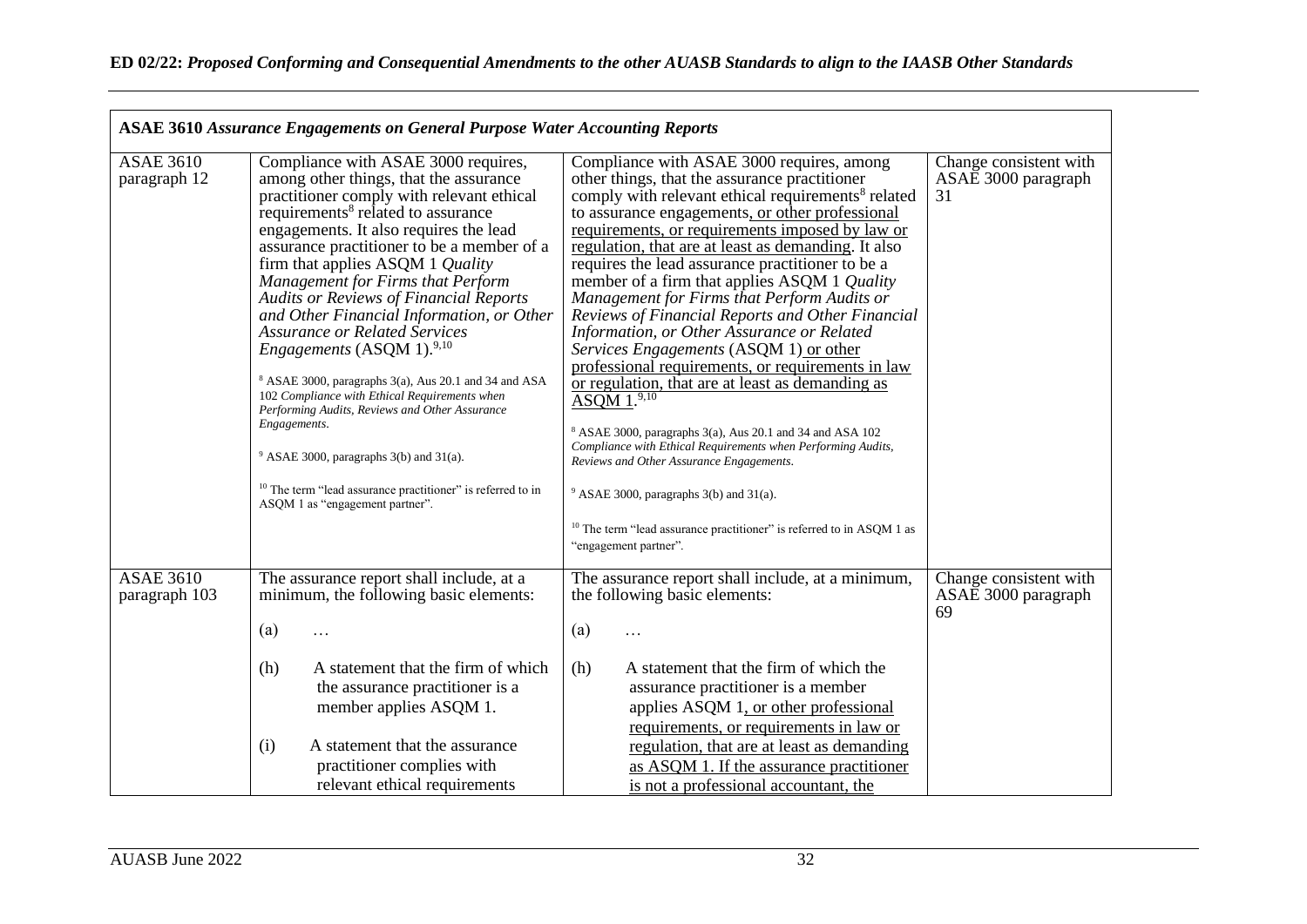| **ASAE 3610** ***Assurance Engagements on General Purpose Water Accounting Reports*** | | | |
|---|---|---|---|
| ASAE 3610 paragraph 12 | Compliance with ASAE 3000 requires, among other things, that the assurance practitioner comply with relevant ethical requirements[8] related to assurance engagements. It also requires the lead assurance practitioner to be a member of a firm that applies ASQM 1 *Quality Management for Firms that Perform Audits or Reviews of Financial Reports and Other Financial Information, or Other Assurance or Related Services Engagements* (ASQM 1).[9,10]<br><br>[8] ASAE 3000, paragraphs 3(a), Aus 20.1 and 34 and ASA 102 *Compliance with Ethical Requirements when Performing Audits, Reviews and Other Assurance Engagements*.<br><br>[9] ASAE 3000, paragraphs 3(b) and 31(a).<br><br>[10] The term "lead assurance practitioner" is referred to in ASQM 1 as "engagement partner". | Compliance with ASAE 3000 requires, among other things, that the assurance practitioner comply with relevant ethical requirements[8] related to assurance engagements, or other professional requirements, or requirements imposed by law or regulation, that are at least as demanding. It also requires the lead assurance practitioner to be a member of a firm that applies ASQM 1 *Quality Management for Firms that Perform Audits or Reviews of Financial Reports and Other Financial Information, or Other Assurance or Related Services Engagements* (ASQM 1) or other professional requirements, or requirements in law or regulation, that are at least as demanding as ASQM 1.[9,10]<br><br>[8] ASAE 3000, paragraphs 3(a), Aus 20.1 and 34 and ASA 102 *Compliance with Ethical Requirements when Performing Audits, Reviews and Other Assurance Engagements*.<br><br>[9] ASAE 3000, paragraphs 3(b) and 31(a).<br><br>[10] The term "lead assurance practitioner" is referred to in ASQM 1 as "engagement partner". | Change consistent with ASAE 3000 paragraph 31 |
| ASAE 3610 paragraph 103 | The assurance report shall include, at a minimum, the following basic elements:<br><br>(a) …<br><br>(h) A statement that the firm of which the assurance practitioner is a member applies ASQM 1.<br><br>(i) A statement that the assurance practitioner complies with relevant ethical requirements | The assurance report shall include, at a minimum, the following basic elements:<br><br>(a) …<br><br>(h) A statement that the firm of which the assurance practitioner is a member applies ASQM 1, or other professional requirements, or requirements in law or regulation, that are at least as demanding as ASQM 1. If the assurance practitioner is not a professional accountant, the | Change consistent with ASAE 3000 paragraph 69 |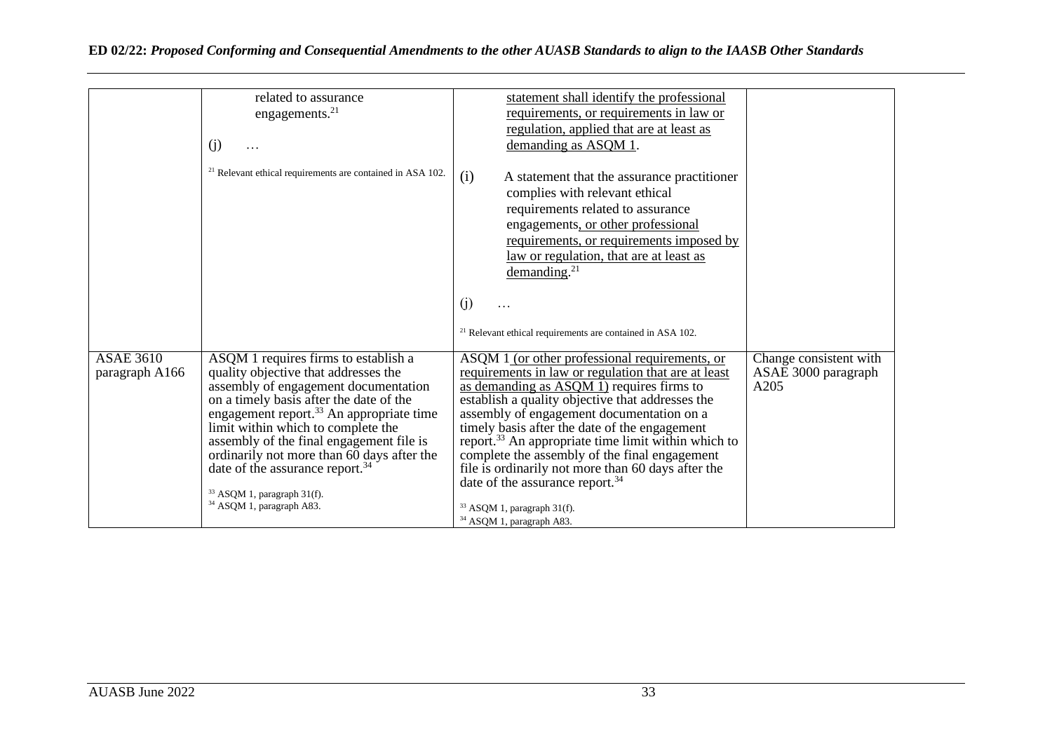| | | | |
|---|---|---|---|
| | related to assurance engagements.[21]<br><br>(j) …<br><br>[21] Relevant ethical requirements are contained in ASA 102. | statement shall identify the professional requirements, or requirements in law or regulation, applied that are at least as demanding as ASQM 1.<br><br>(i) A statement that the assurance practitioner complies with relevant ethical requirements related to assurance engagements, or other professional requirements, or requirements imposed by law or regulation, that are at least as demanding.[21]<br><br>(j) …<br><br>[21] Relevant ethical requirements are contained in ASA 102. | |
| ASAE 3610 paragraph A166 | ASQM 1 requires firms to establish a quality objective that addresses the assembly of engagement documentation on a timely basis after the date of the engagement report.[33] An appropriate time limit within which to complete the assembly of the final engagement file is ordinarily not more than 60 days after the date of the assurance report.[34]<br><br>[33] ASQM 1, paragraph 31(f).<br>[34] ASQM 1, paragraph A83. | ASQM 1 (or other professional requirements, or requirements in law or regulation that are at least as demanding as ASQM 1) requires firms to establish a quality objective that addresses the assembly of engagement documentation on a timely basis after the date of the engagement report.[33] An appropriate time limit within which to complete the assembly of the final engagement file is ordinarily not more than 60 days after the date of the assurance report.[34]<br><br>[33] ASQM 1, paragraph 31(f).<br>[34] ASQM 1, paragraph A83. | Change consistent with ASAE 3000 paragraph A205 |